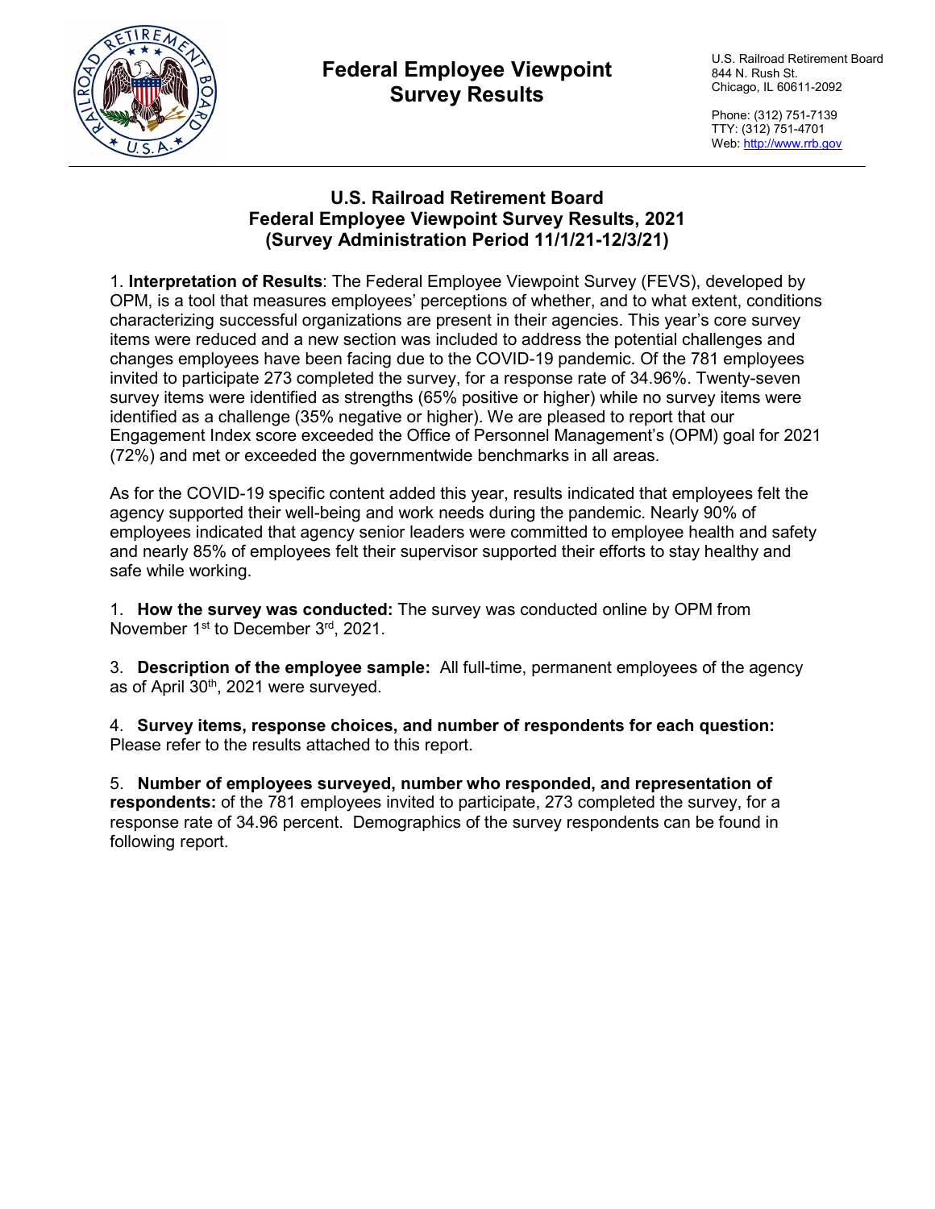# Federal Employee Viewpoint Survey Results

U.S. Railroad Retirement Board
844 N. Rush St.
Chicago, IL 60611-2092

Phone: (312) 751-7139
TTY: (312) 751-4701
Web: http://www.rrb.gov

## U.S. Railroad Retirement Board
## Federal Employee Viewpoint Survey Results, 2021
## (Survey Administration Period 11/1/21-12/3/21)

1. **Interpretation of Results**: The Federal Employee Viewpoint Survey (FEVS), developed by OPM, is a tool that measures employees' perceptions of whether, and to what extent, conditions characterizing successful organizations are present in their agencies. This year's core survey items were reduced and a new section was included to address the potential challenges and changes employees have been facing due to the COVID-19 pandemic. Of the 781 employees invited to participate 273 completed the survey, for a response rate of 34.96%. Twenty-seven survey items were identified as strengths (65% positive or higher) while no survey items were identified as a challenge (35% negative or higher). We are pleased to report that our Engagement Index score exceeded the Office of Personnel Management's (OPM) goal for 2021 (72%) and met or exceeded the governmentwide benchmarks in all areas.

As for the COVID-19 specific content added this year, results indicated that employees felt the agency supported their well-being and work needs during the pandemic. Nearly 90% of employees indicated that agency senior leaders were committed to employee health and safety and nearly 85% of employees felt their supervisor supported their efforts to stay healthy and safe while working.

1. **How the survey was conducted:** The survey was conducted online by OPM from November 1st to December 3rd, 2021.

3. **Description of the employee sample:** All full-time, permanent employees of the agency as of April 30th, 2021 were surveyed.

4. **Survey items, response choices, and number of respondents for each question:** Please refer to the results attached to this report.

5. **Number of employees surveyed, number who responded, and representation of respondents:** of the 781 employees invited to participate, 273 completed the survey, for a response rate of 34.96 percent. Demographics of the survey respondents can be found in following report.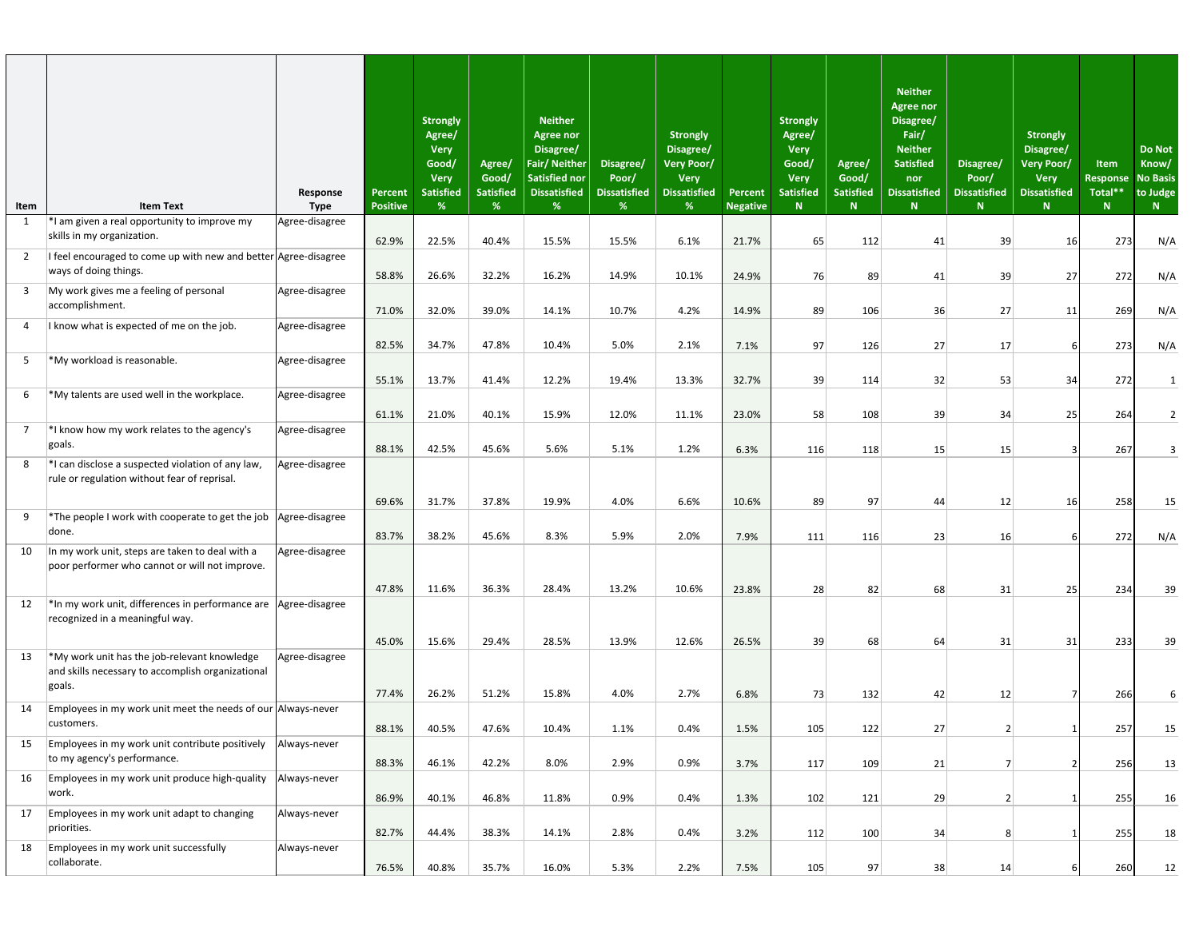| Item | Item Text | Response Type | Percent Positive | Strongly Agree/ Very Good/ Very Satisfied % | Agree/ Good/ Satisfied % | Neither Agree nor Disagree/ Fair/ Neither Satisfied nor Dissatisfied % | Disagree/ Poor/ Dissatisfied % | Strongly Disagree/ Very Poor/ Very Dissatisfied % | Percent Negative | Strongly Agree/ Very Good/ Very Satisfied N | Agree/ Good/ Satisfied N | Neither Agree nor Disagree/ Fair/ Neither Satisfied nor Dissatisfied N | Disagree/ Poor/ Dissatisfied N | Strongly Disagree/ Very Poor/ Very Dissatisfied N | Item Response Total** N | Do Not Know/ No Basis to Judge N |
|---|---|---|---|---|---|---|---|---|---|---|---|---|---|---|---|---|
| 1 | *I am given a real opportunity to improve my skills in my organization. | Agree-disagree | 62.9% | 22.5% | 40.4% | 15.5% | 15.5% | 6.1% | 21.7% | 65 | 112 | 41 | 39 | 16 | 273 | N/A |
| 2 | I feel encouraged to come up with new and better ways of doing things. | Agree-disagree | 58.8% | 26.6% | 32.2% | 16.2% | 14.9% | 10.1% | 24.9% | 76 | 89 | 41 | 39 | 27 | 272 | N/A |
| 3 | My work gives me a feeling of personal accomplishment. | Agree-disagree | 71.0% | 32.0% | 39.0% | 14.1% | 10.7% | 4.2% | 14.9% | 89 | 106 | 36 | 27 | 11 | 269 | N/A |
| 4 | I know what is expected of me on the job. | Agree-disagree | 82.5% | 34.7% | 47.8% | 10.4% | 5.0% | 2.1% | 7.1% | 97 | 126 | 27 | 17 | 6 | 273 | N/A |
| 5 | *My workload is reasonable. | Agree-disagree | 55.1% | 13.7% | 41.4% | 12.2% | 19.4% | 13.3% | 32.7% | 39 | 114 | 32 | 53 | 34 | 272 | 1 |
| 6 | *My talents are used well in the workplace. | Agree-disagree | 61.1% | 21.0% | 40.1% | 15.9% | 12.0% | 11.1% | 23.0% | 58 | 108 | 39 | 34 | 25 | 264 | 2 |
| 7 | *I know how my work relates to the agency's goals. | Agree-disagree | 88.1% | 42.5% | 45.6% | 5.6% | 5.1% | 1.2% | 6.3% | 116 | 118 | 15 | 15 | 3 | 267 | 3 |
| 8 | *I can disclose a suspected violation of any law, rule or regulation without fear of reprisal. | Agree-disagree | 69.6% | 31.7% | 37.8% | 19.9% | 4.0% | 6.6% | 10.6% | 89 | 97 | 44 | 12 | 16 | 258 | 15 |
| 9 | *The people I work with cooperate to get the job done. | Agree-disagree | 83.7% | 38.2% | 45.6% | 8.3% | 5.9% | 2.0% | 7.9% | 111 | 116 | 23 | 16 | 6 | 272 | N/A |
| 10 | In my work unit, steps are taken to deal with a poor performer who cannot or will not improve. | Agree-disagree | 47.8% | 11.6% | 36.3% | 28.4% | 13.2% | 10.6% | 23.8% | 28 | 82 | 68 | 31 | 25 | 234 | 39 |
| 12 | *In my work unit, differences in performance are recognized in a meaningful way. | Agree-disagree | 45.0% | 15.6% | 29.4% | 28.5% | 13.9% | 12.6% | 26.5% | 39 | 68 | 64 | 31 | 31 | 233 | 39 |
| 13 | *My work unit has the job-relevant knowledge and skills necessary to accomplish organizational goals. | Agree-disagree | 77.4% | 26.2% | 51.2% | 15.8% | 4.0% | 2.7% | 6.8% | 73 | 132 | 42 | 12 | 7 | 266 | 6 |
| 14 | Employees in my work unit meet the needs of our customers. | Always-never | 88.1% | 40.5% | 47.6% | 10.4% | 1.1% | 0.4% | 1.5% | 105 | 122 | 27 | 2 | 1 | 257 | 15 |
| 15 | Employees in my work unit contribute positively to my agency's performance. | Always-never | 88.3% | 46.1% | 42.2% | 8.0% | 2.9% | 0.9% | 3.7% | 117 | 109 | 21 | 7 | 2 | 256 | 13 |
| 16 | Employees in my work unit produce high-quality work. | Always-never | 86.9% | 40.1% | 46.8% | 11.8% | 0.9% | 0.4% | 1.3% | 102 | 121 | 29 | 2 | 1 | 255 | 16 |
| 17 | Employees in my work unit adapt to changing priorities. | Always-never | 82.7% | 44.4% | 38.3% | 14.1% | 2.8% | 0.4% | 3.2% | 112 | 100 | 34 | 8 | 1 | 255 | 18 |
| 18 | Employees in my work unit successfully collaborate. | Always-never | 76.5% | 40.8% | 35.7% | 16.0% | 5.3% | 2.2% | 7.5% | 105 | 97 | 38 | 14 | 6 | 260 | 12 |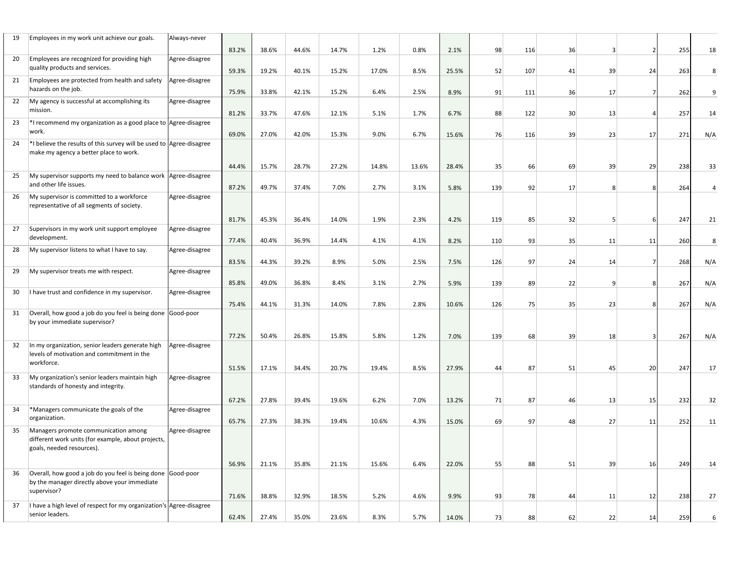| 19 | Employees in my work unit achieve our goals. | Always-never | 83.2% | 38.6% | 44.6% | 14.7% | 1.2% | 0.8% | 2.1% | 98 | 116 | 36 | 3 | 2 | 255 | 18 |
|---|---|---|---|---|---|---|---|---|---|---|---|---|---|---|---|---|
| 20 | Employees are recognized for providing high quality products and services. | Agree-disagree | 59.3% | 19.2% | 40.1% | 15.2% | 17.0% | 8.5% | 25.5% | 52 | 107 | 41 | 39 | 24 | 263 | 8 |
| 21 | Employees are protected from health and safety hazards on the job. | Agree-disagree | 75.9% | 33.8% | 42.1% | 15.2% | 6.4% | 2.5% | 8.9% | 91 | 111 | 36 | 17 | 7 | 262 | 9 |
| 22 | My agency is successful at accomplishing its mission. | Agree-disagree | 81.2% | 33.7% | 47.6% | 12.1% | 5.1% | 1.7% | 6.7% | 88 | 122 | 30 | 13 | 4 | 257 | 14 |
| 23 | *I recommend my organization as a good place to work. | Agree-disagree | 69.0% | 27.0% | 42.0% | 15.3% | 9.0% | 6.7% | 15.6% | 76 | 116 | 39 | 23 | 17 | 271 | N/A |
| 24 | *I believe the results of this survey will be used to make my agency a better place to work. | Agree-disagree | 44.4% | 15.7% | 28.7% | 27.2% | 14.8% | 13.6% | 28.4% | 35 | 66 | 69 | 39 | 29 | 238 | 33 |
| 25 | My supervisor supports my need to balance work and other life issues. | Agree-disagree | 87.2% | 49.7% | 37.4% | 7.0% | 2.7% | 3.1% | 5.8% | 139 | 92 | 17 | 8 | 8 | 264 | 4 |
| 26 | My supervisor is committed to a workforce representative of all segments of society. | Agree-disagree | 81.7% | 45.3% | 36.4% | 14.0% | 1.9% | 2.3% | 4.2% | 119 | 85 | 32 | 5 | 6 | 247 | 21 |
| 27 | Supervisors in my work unit support employee development. | Agree-disagree | 77.4% | 40.4% | 36.9% | 14.4% | 4.1% | 4.1% | 8.2% | 110 | 93 | 35 | 11 | 11 | 260 | 8 |
| 28 | My supervisor listens to what I have to say. | Agree-disagree | 83.5% | 44.3% | 39.2% | 8.9% | 5.0% | 2.5% | 7.5% | 126 | 97 | 24 | 14 | 7 | 268 | N/A |
| 29 | My supervisor treats me with respect. | Agree-disagree | 85.8% | 49.0% | 36.8% | 8.4% | 3.1% | 2.7% | 5.9% | 139 | 89 | 22 | 9 | 8 | 267 | N/A |
| 30 | I have trust and confidence in my supervisor. | Agree-disagree | 75.4% | 44.1% | 31.3% | 14.0% | 7.8% | 2.8% | 10.6% | 126 | 75 | 35 | 23 | 8 | 267 | N/A |
| 31 | Overall, how good a job do you feel is being done by your immediate supervisor? | Good-poor | 77.2% | 50.4% | 26.8% | 15.8% | 5.8% | 1.2% | 7.0% | 139 | 68 | 39 | 18 | 3 | 267 | N/A |
| 32 | In my organization, senior leaders generate high levels of motivation and commitment in the workforce. | Agree-disagree | 51.5% | 17.1% | 34.4% | 20.7% | 19.4% | 8.5% | 27.9% | 44 | 87 | 51 | 45 | 20 | 247 | 17 |
| 33 | My organization's senior leaders maintain high standards of honesty and integrity. | Agree-disagree | 67.2% | 27.8% | 39.4% | 19.6% | 6.2% | 7.0% | 13.2% | 71 | 87 | 46 | 13 | 15 | 232 | 32 |
| 34 | *Managers communicate the goals of the organization. | Agree-disagree | 65.7% | 27.3% | 38.3% | 19.4% | 10.6% | 4.3% | 15.0% | 69 | 97 | 48 | 27 | 11 | 252 | 11 |
| 35 | Managers promote communication among different work units (for example, about projects, goals, needed resources). | Agree-disagree | 56.9% | 21.1% | 35.8% | 21.1% | 15.6% | 6.4% | 22.0% | 55 | 88 | 51 | 39 | 16 | 249 | 14 |
| 36 | Overall, how good a job do you feel is being done by the manager directly above your immediate supervisor? | Good-poor | 71.6% | 38.8% | 32.9% | 18.5% | 5.2% | 4.6% | 9.9% | 93 | 78 | 44 | 11 | 12 | 238 | 27 |
| 37 | I have a high level of respect for my organization's senior leaders. | Agree-disagree | 62.4% | 27.4% | 35.0% | 23.6% | 8.3% | 5.7% | 14.0% | 73 | 88 | 62 | 22 | 14 | 259 | 6 |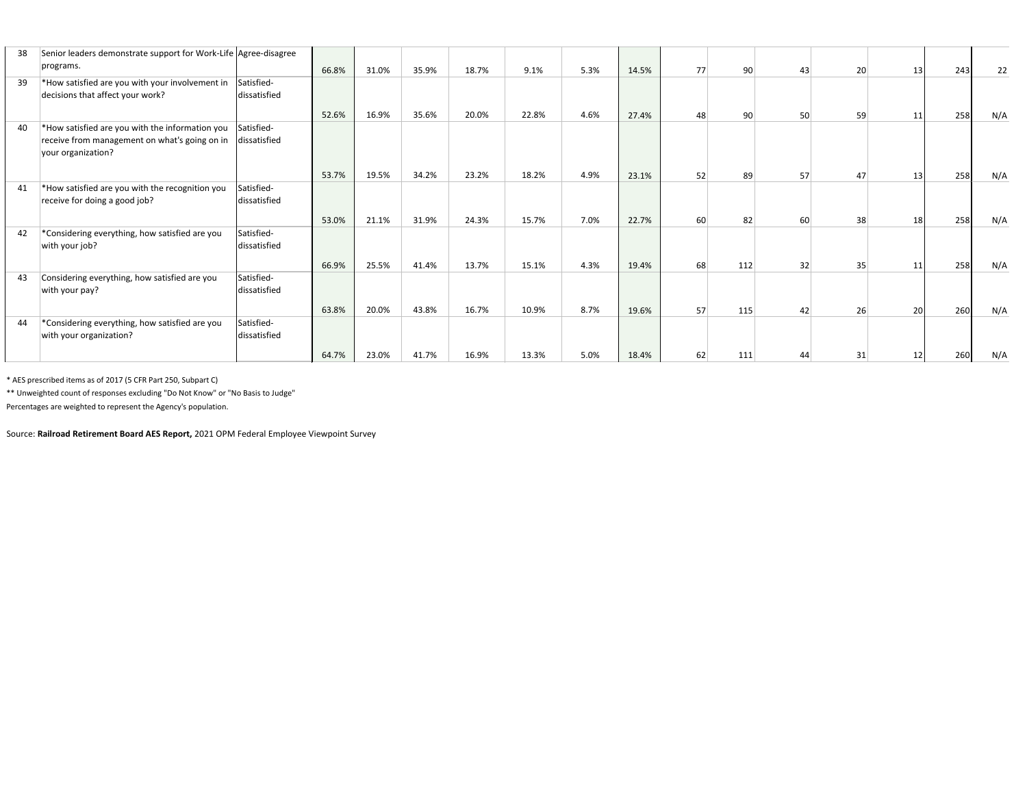| 38 | Senior leaders demonstrate support for Work-Life programs. | Agree-disagree | 66.8% | 31.0% | 35.9% | 18.7% | 9.1% | 5.3% | 14.5% | 77 | 90 | 43 | 20 | 13 | 243 | 22 |
|---|---|---|---|---|---|---|---|---|---|---|---|---|---|---|---|---|
| 39 | *How satisfied are you with your involvement in decisions that affect your work? | Satisfied-dissatisfied | 52.6% | 16.9% | 35.6% | 20.0% | 22.8% | 4.6% | 27.4% | 48 | 90 | 50 | 59 | 11 | 258 | N/A |
| 40 | *How satisfied are you with the information you receive from management on what's going on in your organization? | Satisfied-dissatisfied | 53.7% | 19.5% | 34.2% | 23.2% | 18.2% | 4.9% | 23.1% | 52 | 89 | 57 | 47 | 13 | 258 | N/A |
| 41 | *How satisfied are you with the recognition you receive for doing a good job? | Satisfied-dissatisfied | 53.0% | 21.1% | 31.9% | 24.3% | 15.7% | 7.0% | 22.7% | 60 | 82 | 60 | 38 | 18 | 258 | N/A |
| 42 | *Considering everything, how satisfied are you with your job? | Satisfied-dissatisfied | 66.9% | 25.5% | 41.4% | 13.7% | 15.1% | 4.3% | 19.4% | 68 | 112 | 32 | 35 | 11 | 258 | N/A |
| 43 | Considering everything, how satisfied are you with your pay? | Satisfied-dissatisfied | 63.8% | 20.0% | 43.8% | 16.7% | 10.9% | 8.7% | 19.6% | 57 | 115 | 42 | 26 | 20 | 260 | N/A |
| 44 | *Considering everything, how satisfied are you with your organization? | Satisfied-dissatisfied | 64.7% | 23.0% | 41.7% | 16.9% | 13.3% | 5.0% | 18.4% | 62 | 111 | 44 | 31 | 12 | 260 | N/A |

* AES prescribed items as of 2017 (5 CFR Part 250, Subpart C)

** Unweighted count of responses excluding "Do Not Know" or "No Basis to Judge"

Percentages are weighted to represent the Agency's population.

Source: **Railroad Retirement Board AES Report,** 2021 OPM Federal Employee Viewpoint Survey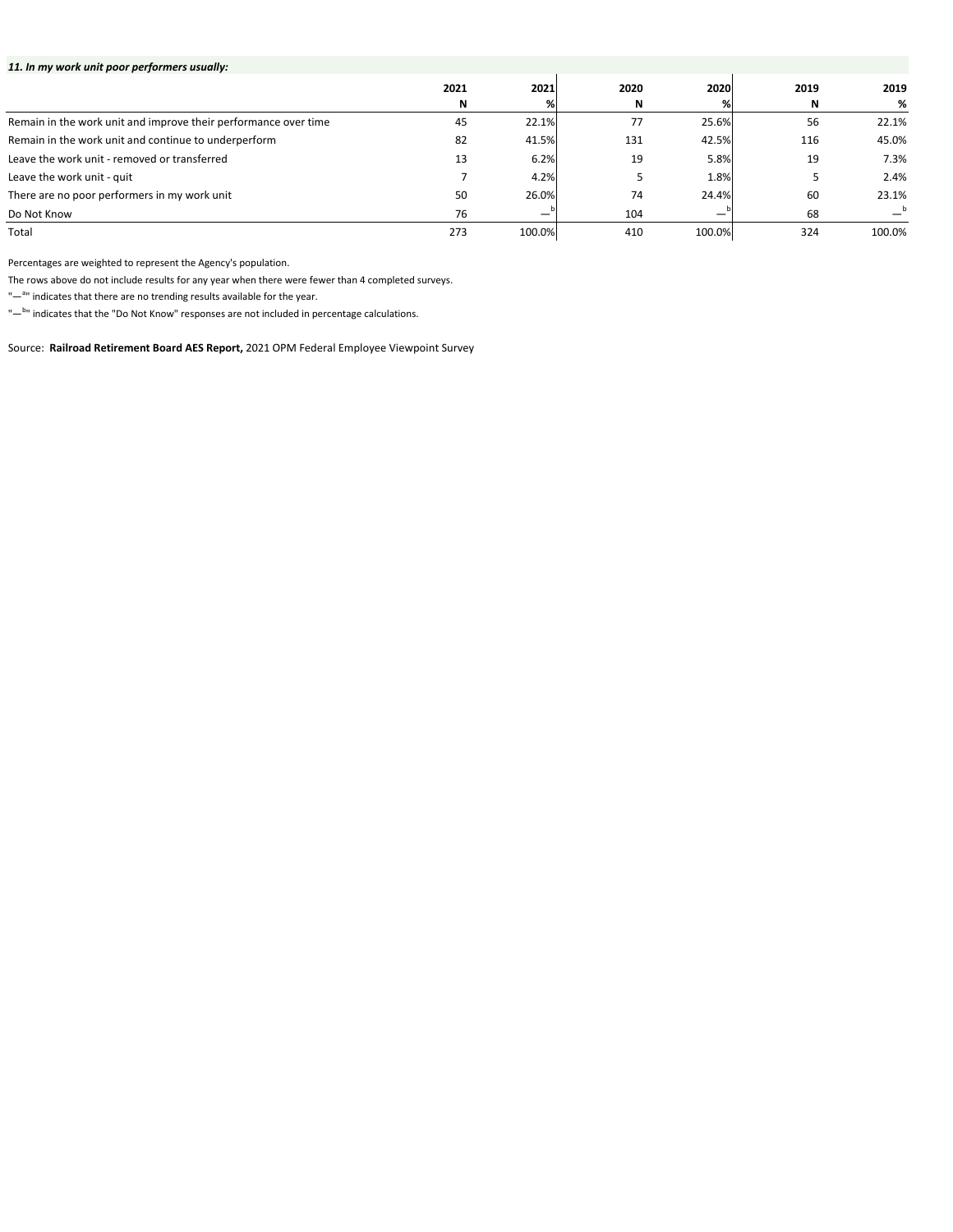***11. In my work unit poor performers usually:***

| | 2021 N | 2021 % | 2020 N | 2020 % | 2019 N | 2019 % |
|---|---|---|---|---|---|---|
| Remain in the work unit and improve their performance over time | 45 | 22.1% | 77 | 25.6% | 56 | 22.1% |
| Remain in the work unit and continue to underperform | 82 | 41.5% | 131 | 42.5% | 116 | 45.0% |
| Leave the work unit - removed or transferred | 13 | 6.2% | 19 | 5.8% | 19 | 7.3% |
| Leave the work unit - quit | 7 | 4.2% | 5 | 1.8% | 5 | 2.4% |
| There are no poor performers in my work unit | 50 | 26.0% | 74 | 24.4% | 60 | 23.1% |
| Do Not Know | 76 | —[b] | 104 | —[b] | 68 | —[b] |
| Total | 273 | 100.0% | 410 | 100.0% | 324 | 100.0% |

Percentages are weighted to represent the Agency's population.

The rows above do not include results for any year when there were fewer than 4 completed surveys.

"—[a]" indicates that there are no trending results available for the year.

"—[b]" indicates that the "Do Not Know" responses are not included in percentage calculations.

Source: **Railroad Retirement Board AES Report,** 2021 OPM Federal Employee Viewpoint Survey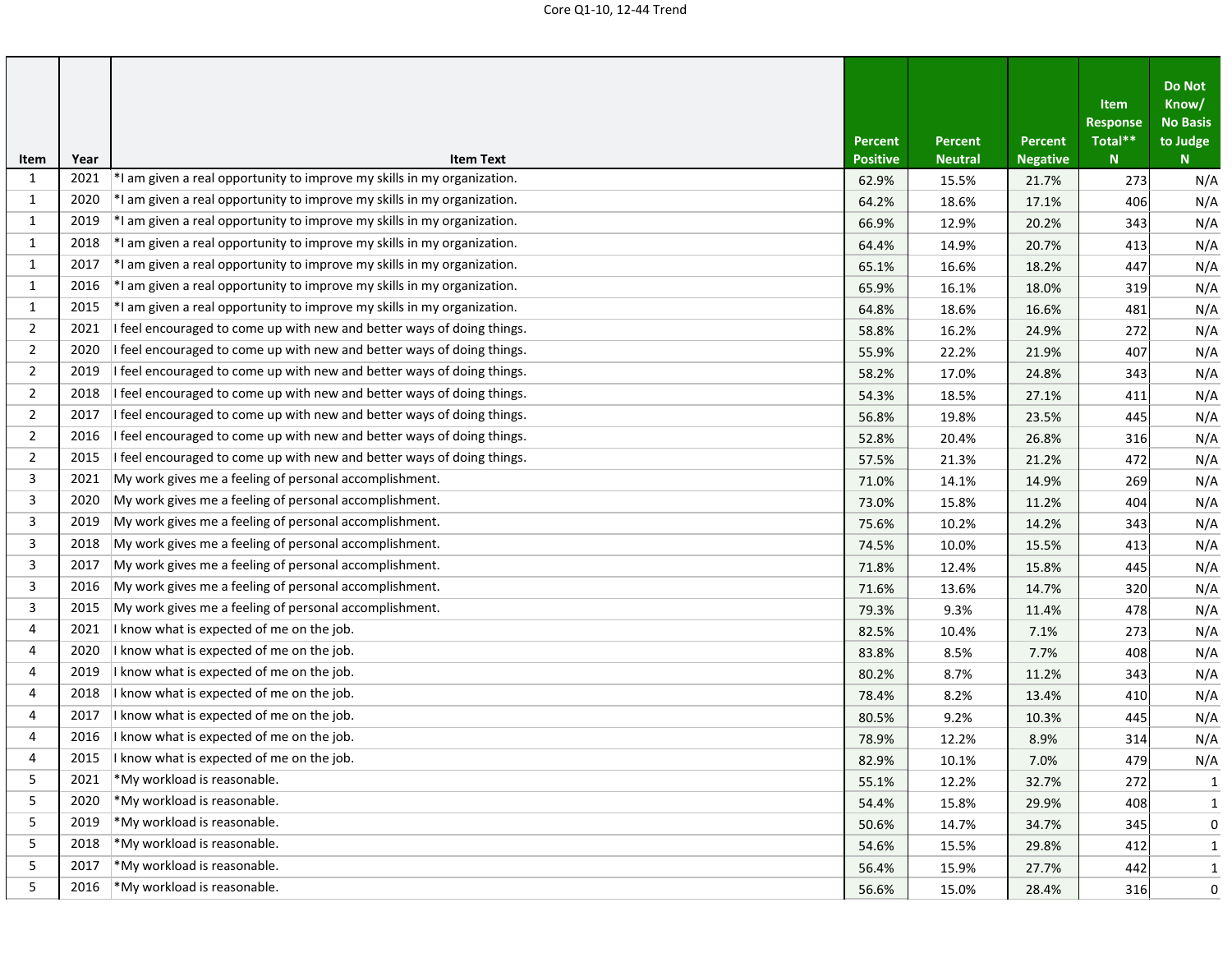Core Q1-10, 12-44 Trend

| Item | Year | Item Text | Percent Positive | Percent Neutral | Percent Negative | Item Response Total** N | Do Not Know/ No Basis to Judge N |
|---|---|---|---|---|---|---|---|
| 1 | 2021 | *I am given a real opportunity to improve my skills in my organization. | 62.9% | 15.5% | 21.7% | 273 | N/A |
| 1 | 2020 | *I am given a real opportunity to improve my skills in my organization. | 64.2% | 18.6% | 17.1% | 406 | N/A |
| 1 | 2019 | *I am given a real opportunity to improve my skills in my organization. | 66.9% | 12.9% | 20.2% | 343 | N/A |
| 1 | 2018 | *I am given a real opportunity to improve my skills in my organization. | 64.4% | 14.9% | 20.7% | 413 | N/A |
| 1 | 2017 | *I am given a real opportunity to improve my skills in my organization. | 65.1% | 16.6% | 18.2% | 447 | N/A |
| 1 | 2016 | *I am given a real opportunity to improve my skills in my organization. | 65.9% | 16.1% | 18.0% | 319 | N/A |
| 1 | 2015 | *I am given a real opportunity to improve my skills in my organization. | 64.8% | 18.6% | 16.6% | 481 | N/A |
| 2 | 2021 | I feel encouraged to come up with new and better ways of doing things. | 58.8% | 16.2% | 24.9% | 272 | N/A |
| 2 | 2020 | I feel encouraged to come up with new and better ways of doing things. | 55.9% | 22.2% | 21.9% | 407 | N/A |
| 2 | 2019 | I feel encouraged to come up with new and better ways of doing things. | 58.2% | 17.0% | 24.8% | 343 | N/A |
| 2 | 2018 | I feel encouraged to come up with new and better ways of doing things. | 54.3% | 18.5% | 27.1% | 411 | N/A |
| 2 | 2017 | I feel encouraged to come up with new and better ways of doing things. | 56.8% | 19.8% | 23.5% | 445 | N/A |
| 2 | 2016 | I feel encouraged to come up with new and better ways of doing things. | 52.8% | 20.4% | 26.8% | 316 | N/A |
| 2 | 2015 | I feel encouraged to come up with new and better ways of doing things. | 57.5% | 21.3% | 21.2% | 472 | N/A |
| 3 | 2021 | My work gives me a feeling of personal accomplishment. | 71.0% | 14.1% | 14.9% | 269 | N/A |
| 3 | 2020 | My work gives me a feeling of personal accomplishment. | 73.0% | 15.8% | 11.2% | 404 | N/A |
| 3 | 2019 | My work gives me a feeling of personal accomplishment. | 75.6% | 10.2% | 14.2% | 343 | N/A |
| 3 | 2018 | My work gives me a feeling of personal accomplishment. | 74.5% | 10.0% | 15.5% | 413 | N/A |
| 3 | 2017 | My work gives me a feeling of personal accomplishment. | 71.8% | 12.4% | 15.8% | 445 | N/A |
| 3 | 2016 | My work gives me a feeling of personal accomplishment. | 71.6% | 13.6% | 14.7% | 320 | N/A |
| 3 | 2015 | My work gives me a feeling of personal accomplishment. | 79.3% | 9.3% | 11.4% | 478 | N/A |
| 4 | 2021 | I know what is expected of me on the job. | 82.5% | 10.4% | 7.1% | 273 | N/A |
| 4 | 2020 | I know what is expected of me on the job. | 83.8% | 8.5% | 7.7% | 408 | N/A |
| 4 | 2019 | I know what is expected of me on the job. | 80.2% | 8.7% | 11.2% | 343 | N/A |
| 4 | 2018 | I know what is expected of me on the job. | 78.4% | 8.2% | 13.4% | 410 | N/A |
| 4 | 2017 | I know what is expected of me on the job. | 80.5% | 9.2% | 10.3% | 445 | N/A |
| 4 | 2016 | I know what is expected of me on the job. | 78.9% | 12.2% | 8.9% | 314 | N/A |
| 4 | 2015 | I know what is expected of me on the job. | 82.9% | 10.1% | 7.0% | 479 | N/A |
| 5 | 2021 | *My workload is reasonable. | 55.1% | 12.2% | 32.7% | 272 | 1 |
| 5 | 2020 | *My workload is reasonable. | 54.4% | 15.8% | 29.9% | 408 | 1 |
| 5 | 2019 | *My workload is reasonable. | 50.6% | 14.7% | 34.7% | 345 | 0 |
| 5 | 2018 | *My workload is reasonable. | 54.6% | 15.5% | 29.8% | 412 | 1 |
| 5 | 2017 | *My workload is reasonable. | 56.4% | 15.9% | 27.7% | 442 | 1 |
| 5 | 2016 | *My workload is reasonable. | 56.6% | 15.0% | 28.4% | 316 | 0 |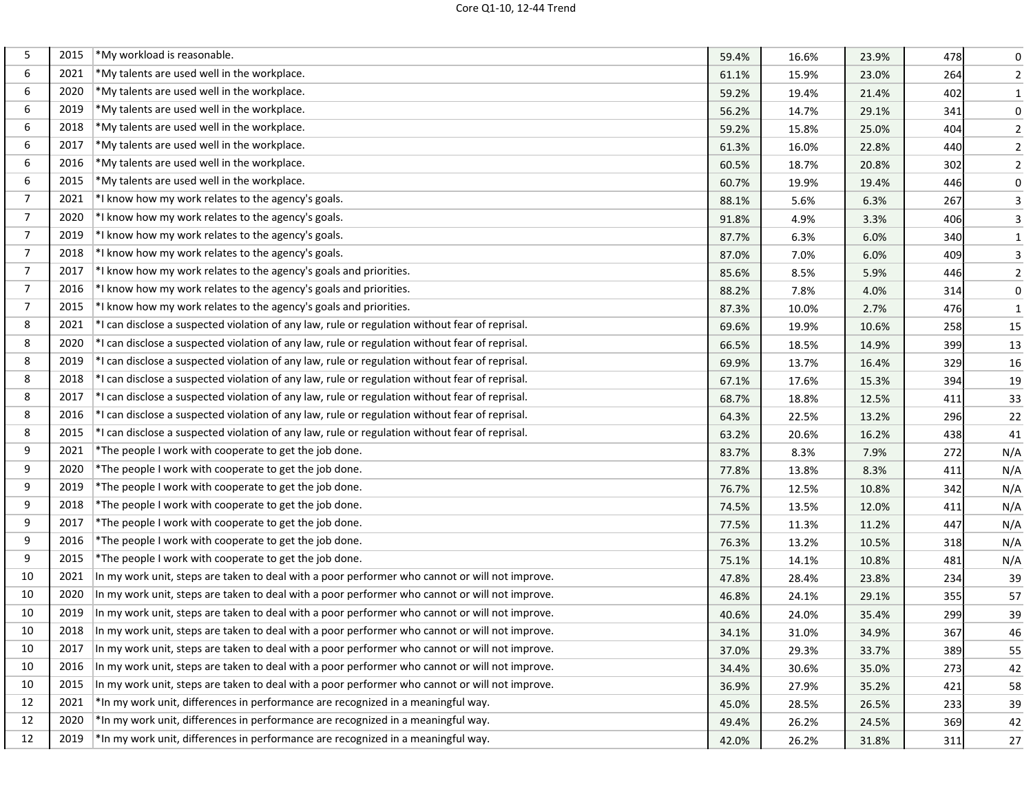| | | | | | | | |
|---|---|---|---|---|---|---|---|
| 5 | 2015 | *My workload is reasonable. | 59.4% | 16.6% | 23.9% | 478 | 0 |
| 6 | 2021 | *My talents are used well in the workplace. | 61.1% | 15.9% | 23.0% | 264 | 2 |
| 6 | 2020 | *My talents are used well in the workplace. | 59.2% | 19.4% | 21.4% | 402 | 1 |
| 6 | 2019 | *My talents are used well in the workplace. | 56.2% | 14.7% | 29.1% | 341 | 0 |
| 6 | 2018 | *My talents are used well in the workplace. | 59.2% | 15.8% | 25.0% | 404 | 2 |
| 6 | 2017 | *My talents are used well in the workplace. | 61.3% | 16.0% | 22.8% | 440 | 2 |
| 6 | 2016 | *My talents are used well in the workplace. | 60.5% | 18.7% | 20.8% | 302 | 2 |
| 6 | 2015 | *My talents are used well in the workplace. | 60.7% | 19.9% | 19.4% | 446 | 0 |
| 7 | 2021 | *I know how my work relates to the agency's goals. | 88.1% | 5.6% | 6.3% | 267 | 3 |
| 7 | 2020 | *I know how my work relates to the agency's goals. | 91.8% | 4.9% | 3.3% | 406 | 3 |
| 7 | 2019 | *I know how my work relates to the agency's goals. | 87.7% | 6.3% | 6.0% | 340 | 1 |
| 7 | 2018 | *I know how my work relates to the agency's goals. | 87.0% | 7.0% | 6.0% | 409 | 3 |
| 7 | 2017 | *I know how my work relates to the agency's goals and priorities. | 85.6% | 8.5% | 5.9% | 446 | 2 |
| 7 | 2016 | *I know how my work relates to the agency's goals and priorities. | 88.2% | 7.8% | 4.0% | 314 | 0 |
| 7 | 2015 | *I know how my work relates to the agency's goals and priorities. | 87.3% | 10.0% | 2.7% | 476 | 1 |
| 8 | 2021 | *I can disclose a suspected violation of any law, rule or regulation without fear of reprisal. | 69.6% | 19.9% | 10.6% | 258 | 15 |
| 8 | 2020 | *I can disclose a suspected violation of any law, rule or regulation without fear of reprisal. | 66.5% | 18.5% | 14.9% | 399 | 13 |
| 8 | 2019 | *I can disclose a suspected violation of any law, rule or regulation without fear of reprisal. | 69.9% | 13.7% | 16.4% | 329 | 16 |
| 8 | 2018 | *I can disclose a suspected violation of any law, rule or regulation without fear of reprisal. | 67.1% | 17.6% | 15.3% | 394 | 19 |
| 8 | 2017 | *I can disclose a suspected violation of any law, rule or regulation without fear of reprisal. | 68.7% | 18.8% | 12.5% | 411 | 33 |
| 8 | 2016 | *I can disclose a suspected violation of any law, rule or regulation without fear of reprisal. | 64.3% | 22.5% | 13.2% | 296 | 22 |
| 8 | 2015 | *I can disclose a suspected violation of any law, rule or regulation without fear of reprisal. | 63.2% | 20.6% | 16.2% | 438 | 41 |
| 9 | 2021 | *The people I work with cooperate to get the job done. | 83.7% | 8.3% | 7.9% | 272 | N/A |
| 9 | 2020 | *The people I work with cooperate to get the job done. | 77.8% | 13.8% | 8.3% | 411 | N/A |
| 9 | 2019 | *The people I work with cooperate to get the job done. | 76.7% | 12.5% | 10.8% | 342 | N/A |
| 9 | 2018 | *The people I work with cooperate to get the job done. | 74.5% | 13.5% | 12.0% | 411 | N/A |
| 9 | 2017 | *The people I work with cooperate to get the job done. | 77.5% | 11.3% | 11.2% | 447 | N/A |
| 9 | 2016 | *The people I work with cooperate to get the job done. | 76.3% | 13.2% | 10.5% | 318 | N/A |
| 9 | 2015 | *The people I work with cooperate to get the job done. | 75.1% | 14.1% | 10.8% | 481 | N/A |
| 10 | 2021 | In my work unit, steps are taken to deal with a poor performer who cannot or will not improve. | 47.8% | 28.4% | 23.8% | 234 | 39 |
| 10 | 2020 | In my work unit, steps are taken to deal with a poor performer who cannot or will not improve. | 46.8% | 24.1% | 29.1% | 355 | 57 |
| 10 | 2019 | In my work unit, steps are taken to deal with a poor performer who cannot or will not improve. | 40.6% | 24.0% | 35.4% | 299 | 39 |
| 10 | 2018 | In my work unit, steps are taken to deal with a poor performer who cannot or will not improve. | 34.1% | 31.0% | 34.9% | 367 | 46 |
| 10 | 2017 | In my work unit, steps are taken to deal with a poor performer who cannot or will not improve. | 37.0% | 29.3% | 33.7% | 389 | 55 |
| 10 | 2016 | In my work unit, steps are taken to deal with a poor performer who cannot or will not improve. | 34.4% | 30.6% | 35.0% | 273 | 42 |
| 10 | 2015 | In my work unit, steps are taken to deal with a poor performer who cannot or will not improve. | 36.9% | 27.9% | 35.2% | 421 | 58 |
| 12 | 2021 | *In my work unit, differences in performance are recognized in a meaningful way. | 45.0% | 28.5% | 26.5% | 233 | 39 |
| 12 | 2020 | *In my work unit, differences in performance are recognized in a meaningful way. | 49.4% | 26.2% | 24.5% | 369 | 42 |
| 12 | 2019 | *In my work unit, differences in performance are recognized in a meaningful way. | 42.0% | 26.2% | 31.8% | 311 | 27 |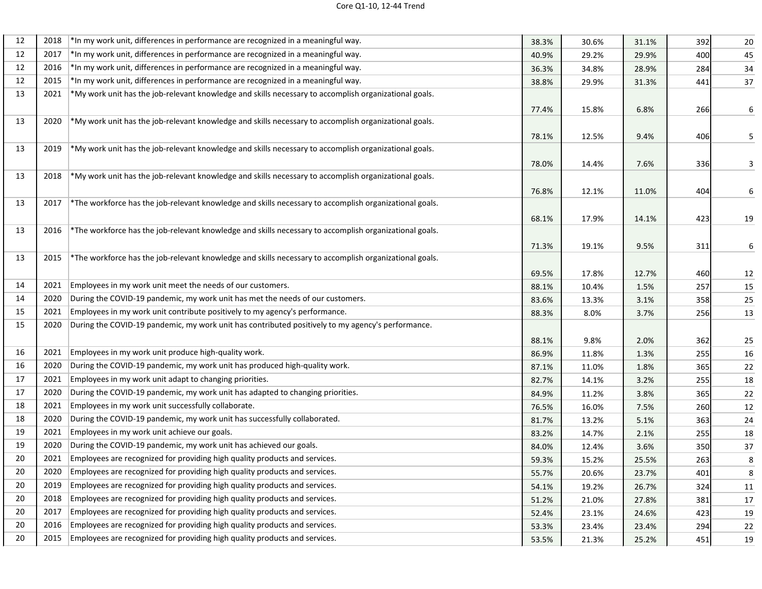| | | | | | | | |
|---|---|---|---|---|---|---|---|
| 12 | 2018 | *In my work unit, differences in performance are recognized in a meaningful way. | 38.3% | 30.6% | 31.1% | 392 | 20 |
| 12 | 2017 | *In my work unit, differences in performance are recognized in a meaningful way. | 40.9% | 29.2% | 29.9% | 400 | 45 |
| 12 | 2016 | *In my work unit, differences in performance are recognized in a meaningful way. | 36.3% | 34.8% | 28.9% | 284 | 34 |
| 12 | 2015 | *In my work unit, differences in performance are recognized in a meaningful way. | 38.8% | 29.9% | 31.3% | 441 | 37 |
| 13 | 2021 | *My work unit has the job-relevant knowledge and skills necessary to accomplish organizational goals. | 77.4% | 15.8% | 6.8% | 266 | 6 |
| 13 | 2020 | *My work unit has the job-relevant knowledge and skills necessary to accomplish organizational goals. | 78.1% | 12.5% | 9.4% | 406 | 5 |
| 13 | 2019 | *My work unit has the job-relevant knowledge and skills necessary to accomplish organizational goals. | 78.0% | 14.4% | 7.6% | 336 | 3 |
| 13 | 2018 | *My work unit has the job-relevant knowledge and skills necessary to accomplish organizational goals. | 76.8% | 12.1% | 11.0% | 404 | 6 |
| 13 | 2017 | *The workforce has the job-relevant knowledge and skills necessary to accomplish organizational goals. | 68.1% | 17.9% | 14.1% | 423 | 19 |
| 13 | 2016 | *The workforce has the job-relevant knowledge and skills necessary to accomplish organizational goals. | 71.3% | 19.1% | 9.5% | 311 | 6 |
| 13 | 2015 | *The workforce has the job-relevant knowledge and skills necessary to accomplish organizational goals. | 69.5% | 17.8% | 12.7% | 460 | 12 |
| 14 | 2021 | Employees in my work unit meet the needs of our customers. | 88.1% | 10.4% | 1.5% | 257 | 15 |
| 14 | 2020 | During the COVID-19 pandemic, my work unit has met the needs of our customers. | 83.6% | 13.3% | 3.1% | 358 | 25 |
| 15 | 2021 | Employees in my work unit contribute positively to my agency's performance. | 88.3% | 8.0% | 3.7% | 256 | 13 |
| 15 | 2020 | During the COVID-19 pandemic, my work unit has contributed positively to my agency's performance. | 88.1% | 9.8% | 2.0% | 362 | 25 |
| 16 | 2021 | Employees in my work unit produce high-quality work. | 86.9% | 11.8% | 1.3% | 255 | 16 |
| 16 | 2020 | During the COVID-19 pandemic, my work unit has produced high-quality work. | 87.1% | 11.0% | 1.8% | 365 | 22 |
| 17 | 2021 | Employees in my work unit adapt to changing priorities. | 82.7% | 14.1% | 3.2% | 255 | 18 |
| 17 | 2020 | During the COVID-19 pandemic, my work unit has adapted to changing priorities. | 84.9% | 11.2% | 3.8% | 365 | 22 |
| 18 | 2021 | Employees in my work unit successfully collaborate. | 76.5% | 16.0% | 7.5% | 260 | 12 |
| 18 | 2020 | During the COVID-19 pandemic, my work unit has successfully collaborated. | 81.7% | 13.2% | 5.1% | 363 | 24 |
| 19 | 2021 | Employees in my work unit achieve our goals. | 83.2% | 14.7% | 2.1% | 255 | 18 |
| 19 | 2020 | During the COVID-19 pandemic, my work unit has achieved our goals. | 84.0% | 12.4% | 3.6% | 350 | 37 |
| 20 | 2021 | Employees are recognized for providing high quality products and services. | 59.3% | 15.2% | 25.5% | 263 | 8 |
| 20 | 2020 | Employees are recognized for providing high quality products and services. | 55.7% | 20.6% | 23.7% | 401 | 8 |
| 20 | 2019 | Employees are recognized for providing high quality products and services. | 54.1% | 19.2% | 26.7% | 324 | 11 |
| 20 | 2018 | Employees are recognized for providing high quality products and services. | 51.2% | 21.0% | 27.8% | 381 | 17 |
| 20 | 2017 | Employees are recognized for providing high quality products and services. | 52.4% | 23.1% | 24.6% | 423 | 19 |
| 20 | 2016 | Employees are recognized for providing high quality products and services. | 53.3% | 23.4% | 23.4% | 294 | 22 |
| 20 | 2015 | Employees are recognized for providing high quality products and services. | 53.5% | 21.3% | 25.2% | 451 | 19 |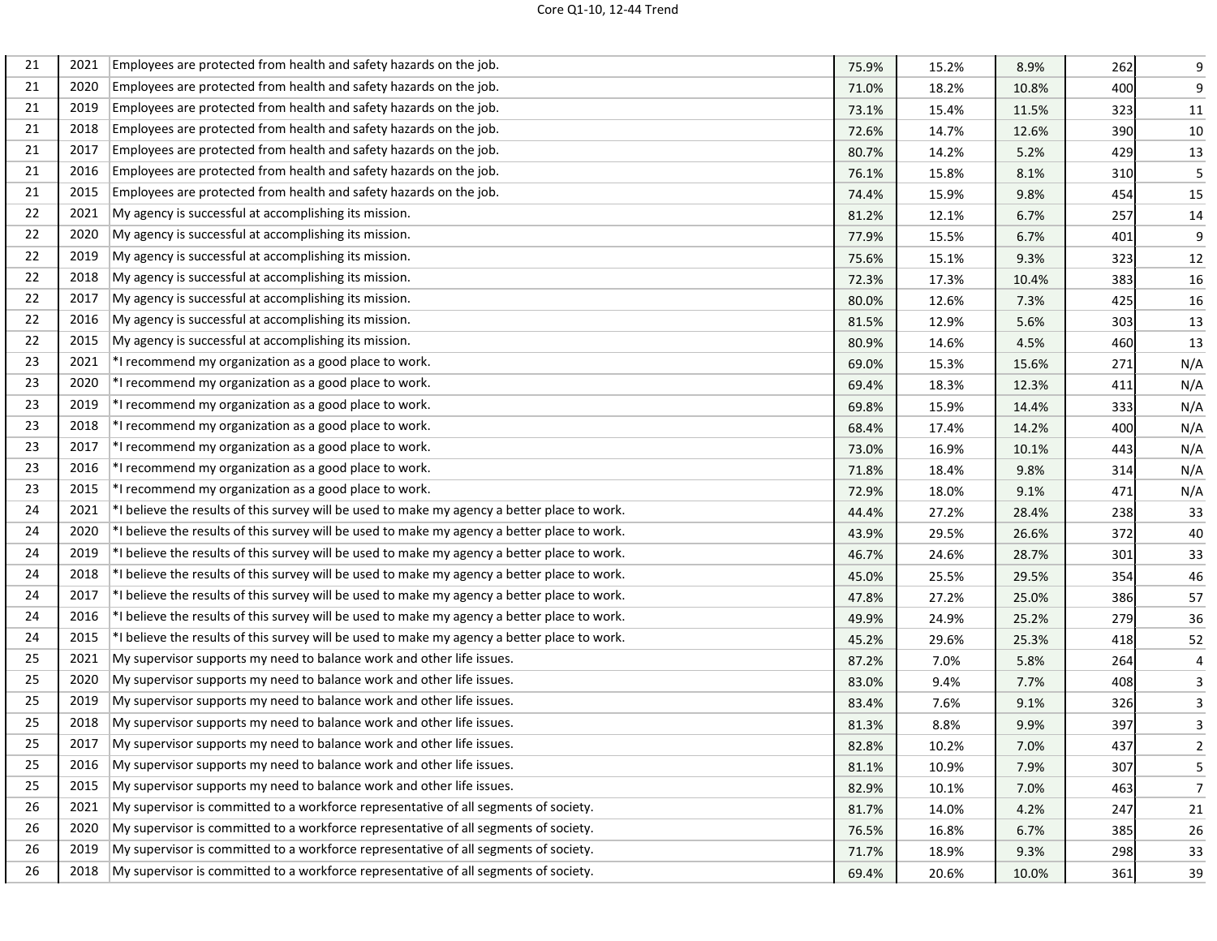| | | | | | | | |
|---|---|---|---|---|---|---|---|
| 21 | 2021 | Employees are protected from health and safety hazards on the job. | 75.9% | 15.2% | 8.9% | 262 | 9 |
| 21 | 2020 | Employees are protected from health and safety hazards on the job. | 71.0% | 18.2% | 10.8% | 400 | 9 |
| 21 | 2019 | Employees are protected from health and safety hazards on the job. | 73.1% | 15.4% | 11.5% | 323 | 11 |
| 21 | 2018 | Employees are protected from health and safety hazards on the job. | 72.6% | 14.7% | 12.6% | 390 | 10 |
| 21 | 2017 | Employees are protected from health and safety hazards on the job. | 80.7% | 14.2% | 5.2% | 429 | 13 |
| 21 | 2016 | Employees are protected from health and safety hazards on the job. | 76.1% | 15.8% | 8.1% | 310 | 5 |
| 21 | 2015 | Employees are protected from health and safety hazards on the job. | 74.4% | 15.9% | 9.8% | 454 | 15 |
| 22 | 2021 | My agency is successful at accomplishing its mission. | 81.2% | 12.1% | 6.7% | 257 | 14 |
| 22 | 2020 | My agency is successful at accomplishing its mission. | 77.9% | 15.5% | 6.7% | 401 | 9 |
| 22 | 2019 | My agency is successful at accomplishing its mission. | 75.6% | 15.1% | 9.3% | 323 | 12 |
| 22 | 2018 | My agency is successful at accomplishing its mission. | 72.3% | 17.3% | 10.4% | 383 | 16 |
| 22 | 2017 | My agency is successful at accomplishing its mission. | 80.0% | 12.6% | 7.3% | 425 | 16 |
| 22 | 2016 | My agency is successful at accomplishing its mission. | 81.5% | 12.9% | 5.6% | 303 | 13 |
| 22 | 2015 | My agency is successful at accomplishing its mission. | 80.9% | 14.6% | 4.5% | 460 | 13 |
| 23 | 2021 | *I recommend my organization as a good place to work. | 69.0% | 15.3% | 15.6% | 271 | N/A |
| 23 | 2020 | *I recommend my organization as a good place to work. | 69.4% | 18.3% | 12.3% | 411 | N/A |
| 23 | 2019 | *I recommend my organization as a good place to work. | 69.8% | 15.9% | 14.4% | 333 | N/A |
| 23 | 2018 | *I recommend my organization as a good place to work. | 68.4% | 17.4% | 14.2% | 400 | N/A |
| 23 | 2017 | *I recommend my organization as a good place to work. | 73.0% | 16.9% | 10.1% | 443 | N/A |
| 23 | 2016 | *I recommend my organization as a good place to work. | 71.8% | 18.4% | 9.8% | 314 | N/A |
| 23 | 2015 | *I recommend my organization as a good place to work. | 72.9% | 18.0% | 9.1% | 471 | N/A |
| 24 | 2021 | *I believe the results of this survey will be used to make my agency a better place to work. | 44.4% | 27.2% | 28.4% | 238 | 33 |
| 24 | 2020 | *I believe the results of this survey will be used to make my agency a better place to work. | 43.9% | 29.5% | 26.6% | 372 | 40 |
| 24 | 2019 | *I believe the results of this survey will be used to make my agency a better place to work. | 46.7% | 24.6% | 28.7% | 301 | 33 |
| 24 | 2018 | *I believe the results of this survey will be used to make my agency a better place to work. | 45.0% | 25.5% | 29.5% | 354 | 46 |
| 24 | 2017 | *I believe the results of this survey will be used to make my agency a better place to work. | 47.8% | 27.2% | 25.0% | 386 | 57 |
| 24 | 2016 | *I believe the results of this survey will be used to make my agency a better place to work. | 49.9% | 24.9% | 25.2% | 279 | 36 |
| 24 | 2015 | *I believe the results of this survey will be used to make my agency a better place to work. | 45.2% | 29.6% | 25.3% | 418 | 52 |
| 25 | 2021 | My supervisor supports my need to balance work and other life issues. | 87.2% | 7.0% | 5.8% | 264 | 4 |
| 25 | 2020 | My supervisor supports my need to balance work and other life issues. | 83.0% | 9.4% | 7.7% | 408 | 3 |
| 25 | 2019 | My supervisor supports my need to balance work and other life issues. | 83.4% | 7.6% | 9.1% | 326 | 3 |
| 25 | 2018 | My supervisor supports my need to balance work and other life issues. | 81.3% | 8.8% | 9.9% | 397 | 3 |
| 25 | 2017 | My supervisor supports my need to balance work and other life issues. | 82.8% | 10.2% | 7.0% | 437 | 2 |
| 25 | 2016 | My supervisor supports my need to balance work and other life issues. | 81.1% | 10.9% | 7.9% | 307 | 5 |
| 25 | 2015 | My supervisor supports my need to balance work and other life issues. | 82.9% | 10.1% | 7.0% | 463 | 7 |
| 26 | 2021 | My supervisor is committed to a workforce representative of all segments of society. | 81.7% | 14.0% | 4.2% | 247 | 21 |
| 26 | 2020 | My supervisor is committed to a workforce representative of all segments of society. | 76.5% | 16.8% | 6.7% | 385 | 26 |
| 26 | 2019 | My supervisor is committed to a workforce representative of all segments of society. | 71.7% | 18.9% | 9.3% | 298 | 33 |
| 26 | 2018 | My supervisor is committed to a workforce representative of all segments of society. | 69.4% | 20.6% | 10.0% | 361 | 39 |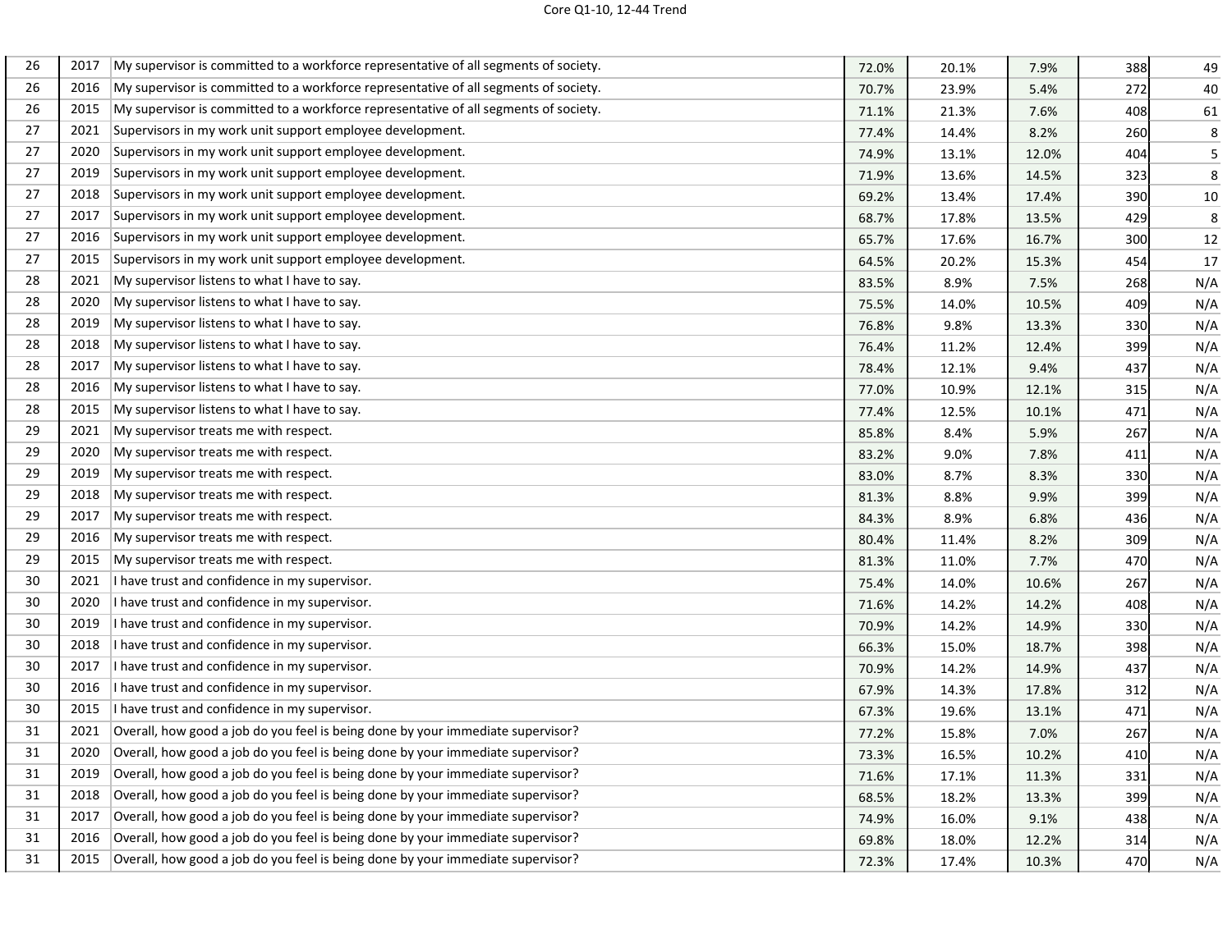| | | | | | | | |
|---|---|---|---|---|---|---|---|
| 26 | 2017 | My supervisor is committed to a workforce representative of all segments of society. | 72.0% | 20.1% | 7.9% | 388 | 49 |
| 26 | 2016 | My supervisor is committed to a workforce representative of all segments of society. | 70.7% | 23.9% | 5.4% | 272 | 40 |
| 26 | 2015 | My supervisor is committed to a workforce representative of all segments of society. | 71.1% | 21.3% | 7.6% | 408 | 61 |
| 27 | 2021 | Supervisors in my work unit support employee development. | 77.4% | 14.4% | 8.2% | 260 | 8 |
| 27 | 2020 | Supervisors in my work unit support employee development. | 74.9% | 13.1% | 12.0% | 404 | 5 |
| 27 | 2019 | Supervisors in my work unit support employee development. | 71.9% | 13.6% | 14.5% | 323 | 8 |
| 27 | 2018 | Supervisors in my work unit support employee development. | 69.2% | 13.4% | 17.4% | 390 | 10 |
| 27 | 2017 | Supervisors in my work unit support employee development. | 68.7% | 17.8% | 13.5% | 429 | 8 |
| 27 | 2016 | Supervisors in my work unit support employee development. | 65.7% | 17.6% | 16.7% | 300 | 12 |
| 27 | 2015 | Supervisors in my work unit support employee development. | 64.5% | 20.2% | 15.3% | 454 | 17 |
| 28 | 2021 | My supervisor listens to what I have to say. | 83.5% | 8.9% | 7.5% | 268 | N/A |
| 28 | 2020 | My supervisor listens to what I have to say. | 75.5% | 14.0% | 10.5% | 409 | N/A |
| 28 | 2019 | My supervisor listens to what I have to say. | 76.8% | 9.8% | 13.3% | 330 | N/A |
| 28 | 2018 | My supervisor listens to what I have to say. | 76.4% | 11.2% | 12.4% | 399 | N/A |
| 28 | 2017 | My supervisor listens to what I have to say. | 78.4% | 12.1% | 9.4% | 437 | N/A |
| 28 | 2016 | My supervisor listens to what I have to say. | 77.0% | 10.9% | 12.1% | 315 | N/A |
| 28 | 2015 | My supervisor listens to what I have to say. | 77.4% | 12.5% | 10.1% | 471 | N/A |
| 29 | 2021 | My supervisor treats me with respect. | 85.8% | 8.4% | 5.9% | 267 | N/A |
| 29 | 2020 | My supervisor treats me with respect. | 83.2% | 9.0% | 7.8% | 411 | N/A |
| 29 | 2019 | My supervisor treats me with respect. | 83.0% | 8.7% | 8.3% | 330 | N/A |
| 29 | 2018 | My supervisor treats me with respect. | 81.3% | 8.8% | 9.9% | 399 | N/A |
| 29 | 2017 | My supervisor treats me with respect. | 84.3% | 8.9% | 6.8% | 436 | N/A |
| 29 | 2016 | My supervisor treats me with respect. | 80.4% | 11.4% | 8.2% | 309 | N/A |
| 29 | 2015 | My supervisor treats me with respect. | 81.3% | 11.0% | 7.7% | 470 | N/A |
| 30 | 2021 | I have trust and confidence in my supervisor. | 75.4% | 14.0% | 10.6% | 267 | N/A |
| 30 | 2020 | I have trust and confidence in my supervisor. | 71.6% | 14.2% | 14.2% | 408 | N/A |
| 30 | 2019 | I have trust and confidence in my supervisor. | 70.9% | 14.2% | 14.9% | 330 | N/A |
| 30 | 2018 | I have trust and confidence in my supervisor. | 66.3% | 15.0% | 18.7% | 398 | N/A |
| 30 | 2017 | I have trust and confidence in my supervisor. | 70.9% | 14.2% | 14.9% | 437 | N/A |
| 30 | 2016 | I have trust and confidence in my supervisor. | 67.9% | 14.3% | 17.8% | 312 | N/A |
| 30 | 2015 | I have trust and confidence in my supervisor. | 67.3% | 19.6% | 13.1% | 471 | N/A |
| 31 | 2021 | Overall, how good a job do you feel is being done by your immediate supervisor? | 77.2% | 15.8% | 7.0% | 267 | N/A |
| 31 | 2020 | Overall, how good a job do you feel is being done by your immediate supervisor? | 73.3% | 16.5% | 10.2% | 410 | N/A |
| 31 | 2019 | Overall, how good a job do you feel is being done by your immediate supervisor? | 71.6% | 17.1% | 11.3% | 331 | N/A |
| 31 | 2018 | Overall, how good a job do you feel is being done by your immediate supervisor? | 68.5% | 18.2% | 13.3% | 399 | N/A |
| 31 | 2017 | Overall, how good a job do you feel is being done by your immediate supervisor? | 74.9% | 16.0% | 9.1% | 438 | N/A |
| 31 | 2016 | Overall, how good a job do you feel is being done by your immediate supervisor? | 69.8% | 18.0% | 12.2% | 314 | N/A |
| 31 | 2015 | Overall, how good a job do you feel is being done by your immediate supervisor? | 72.3% | 17.4% | 10.3% | 470 | N/A |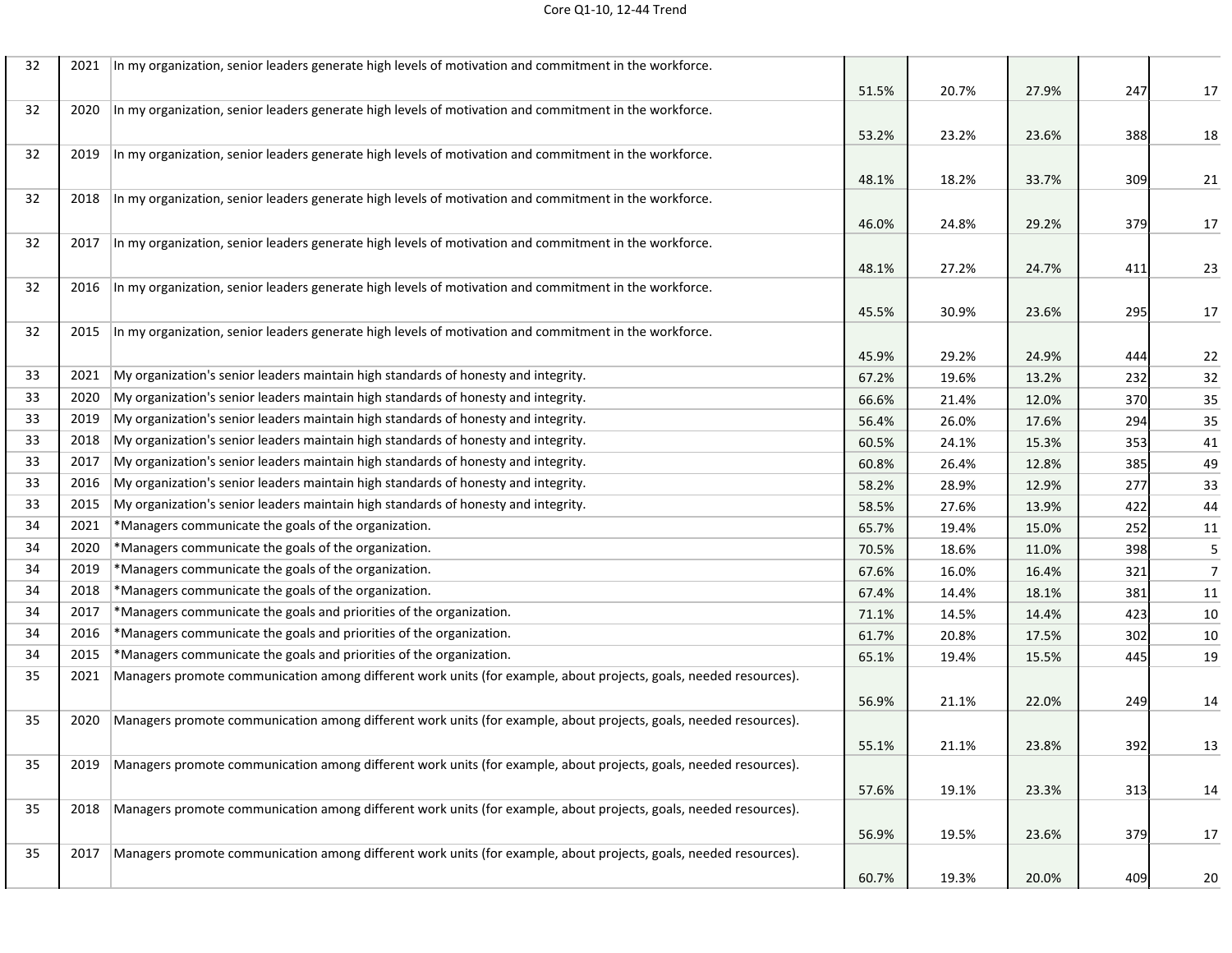| | | | | | | | |
|---|---|---|---|---|---|---|---|
| 32 | 2021 | In my organization, senior leaders generate high levels of motivation and commitment in the workforce. | 51.5% | 20.7% | 27.9% | 247 | 17 |
| 32 | 2020 | In my organization, senior leaders generate high levels of motivation and commitment in the workforce. | 53.2% | 23.2% | 23.6% | 388 | 18 |
| 32 | 2019 | In my organization, senior leaders generate high levels of motivation and commitment in the workforce. | 48.1% | 18.2% | 33.7% | 309 | 21 |
| 32 | 2018 | In my organization, senior leaders generate high levels of motivation and commitment in the workforce. | 46.0% | 24.8% | 29.2% | 379 | 17 |
| 32 | 2017 | In my organization, senior leaders generate high levels of motivation and commitment in the workforce. | 48.1% | 27.2% | 24.7% | 411 | 23 |
| 32 | 2016 | In my organization, senior leaders generate high levels of motivation and commitment in the workforce. | 45.5% | 30.9% | 23.6% | 295 | 17 |
| 32 | 2015 | In my organization, senior leaders generate high levels of motivation and commitment in the workforce. | 45.9% | 29.2% | 24.9% | 444 | 22 |
| 33 | 2021 | My organization's senior leaders maintain high standards of honesty and integrity. | 67.2% | 19.6% | 13.2% | 232 | 32 |
| 33 | 2020 | My organization's senior leaders maintain high standards of honesty and integrity. | 66.6% | 21.4% | 12.0% | 370 | 35 |
| 33 | 2019 | My organization's senior leaders maintain high standards of honesty and integrity. | 56.4% | 26.0% | 17.6% | 294 | 35 |
| 33 | 2018 | My organization's senior leaders maintain high standards of honesty and integrity. | 60.5% | 24.1% | 15.3% | 353 | 41 |
| 33 | 2017 | My organization's senior leaders maintain high standards of honesty and integrity. | 60.8% | 26.4% | 12.8% | 385 | 49 |
| 33 | 2016 | My organization's senior leaders maintain high standards of honesty and integrity. | 58.2% | 28.9% | 12.9% | 277 | 33 |
| 33 | 2015 | My organization's senior leaders maintain high standards of honesty and integrity. | 58.5% | 27.6% | 13.9% | 422 | 44 |
| 34 | 2021 | *Managers communicate the goals of the organization. | 65.7% | 19.4% | 15.0% | 252 | 11 |
| 34 | 2020 | *Managers communicate the goals of the organization. | 70.5% | 18.6% | 11.0% | 398 | 5 |
| 34 | 2019 | *Managers communicate the goals of the organization. | 67.6% | 16.0% | 16.4% | 321 | 7 |
| 34 | 2018 | *Managers communicate the goals of the organization. | 67.4% | 14.4% | 18.1% | 381 | 11 |
| 34 | 2017 | *Managers communicate the goals and priorities of the organization. | 71.1% | 14.5% | 14.4% | 423 | 10 |
| 34 | 2016 | *Managers communicate the goals and priorities of the organization. | 61.7% | 20.8% | 17.5% | 302 | 10 |
| 34 | 2015 | *Managers communicate the goals and priorities of the organization. | 65.1% | 19.4% | 15.5% | 445 | 19 |
| 35 | 2021 | Managers promote communication among different work units (for example, about projects, goals, needed resources). | 56.9% | 21.1% | 22.0% | 249 | 14 |
| 35 | 2020 | Managers promote communication among different work units (for example, about projects, goals, needed resources). | 55.1% | 21.1% | 23.8% | 392 | 13 |
| 35 | 2019 | Managers promote communication among different work units (for example, about projects, goals, needed resources). | 57.6% | 19.1% | 23.3% | 313 | 14 |
| 35 | 2018 | Managers promote communication among different work units (for example, about projects, goals, needed resources). | 56.9% | 19.5% | 23.6% | 379 | 17 |
| 35 | 2017 | Managers promote communication among different work units (for example, about projects, goals, needed resources). | 60.7% | 19.3% | 20.0% | 409 | 20 |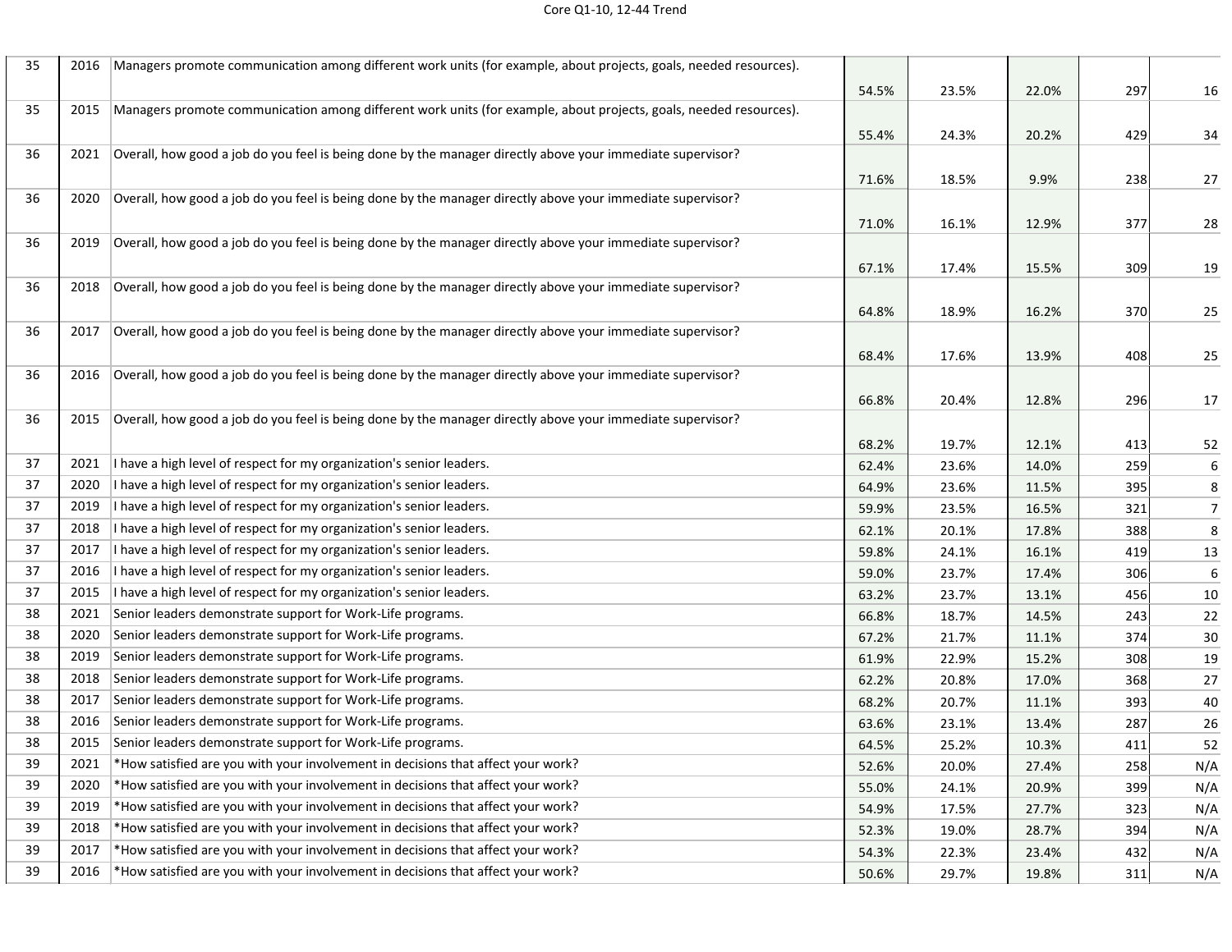| | | | | | | | |
|---|---|---|---|---|---|---|---|
| 35 | 2016 | Managers promote communication among different work units (for example, about projects, goals, needed resources). | 54.5% | 23.5% | 22.0% | 297 | 16 |
| 35 | 2015 | Managers promote communication among different work units (for example, about projects, goals, needed resources). | 55.4% | 24.3% | 20.2% | 429 | 34 |
| 36 | 2021 | Overall, how good a job do you feel is being done by the manager directly above your immediate supervisor? | 71.6% | 18.5% | 9.9% | 238 | 27 |
| 36 | 2020 | Overall, how good a job do you feel is being done by the manager directly above your immediate supervisor? | 71.0% | 16.1% | 12.9% | 377 | 28 |
| 36 | 2019 | Overall, how good a job do you feel is being done by the manager directly above your immediate supervisor? | 67.1% | 17.4% | 15.5% | 309 | 19 |
| 36 | 2018 | Overall, how good a job do you feel is being done by the manager directly above your immediate supervisor? | 64.8% | 18.9% | 16.2% | 370 | 25 |
| 36 | 2017 | Overall, how good a job do you feel is being done by the manager directly above your immediate supervisor? | 68.4% | 17.6% | 13.9% | 408 | 25 |
| 36 | 2016 | Overall, how good a job do you feel is being done by the manager directly above your immediate supervisor? | 66.8% | 20.4% | 12.8% | 296 | 17 |
| 36 | 2015 | Overall, how good a job do you feel is being done by the manager directly above your immediate supervisor? | 68.2% | 19.7% | 12.1% | 413 | 52 |
| 37 | 2021 | I have a high level of respect for my organization's senior leaders. | 62.4% | 23.6% | 14.0% | 259 | 6 |
| 37 | 2020 | I have a high level of respect for my organization's senior leaders. | 64.9% | 23.6% | 11.5% | 395 | 8 |
| 37 | 2019 | I have a high level of respect for my organization's senior leaders. | 59.9% | 23.5% | 16.5% | 321 | 7 |
| 37 | 2018 | I have a high level of respect for my organization's senior leaders. | 62.1% | 20.1% | 17.8% | 388 | 8 |
| 37 | 2017 | I have a high level of respect for my organization's senior leaders. | 59.8% | 24.1% | 16.1% | 419 | 13 |
| 37 | 2016 | I have a high level of respect for my organization's senior leaders. | 59.0% | 23.7% | 17.4% | 306 | 6 |
| 37 | 2015 | I have a high level of respect for my organization's senior leaders. | 63.2% | 23.7% | 13.1% | 456 | 10 |
| 38 | 2021 | Senior leaders demonstrate support for Work-Life programs. | 66.8% | 18.7% | 14.5% | 243 | 22 |
| 38 | 2020 | Senior leaders demonstrate support for Work-Life programs. | 67.2% | 21.7% | 11.1% | 374 | 30 |
| 38 | 2019 | Senior leaders demonstrate support for Work-Life programs. | 61.9% | 22.9% | 15.2% | 308 | 19 |
| 38 | 2018 | Senior leaders demonstrate support for Work-Life programs. | 62.2% | 20.8% | 17.0% | 368 | 27 |
| 38 | 2017 | Senior leaders demonstrate support for Work-Life programs. | 68.2% | 20.7% | 11.1% | 393 | 40 |
| 38 | 2016 | Senior leaders demonstrate support for Work-Life programs. | 63.6% | 23.1% | 13.4% | 287 | 26 |
| 38 | 2015 | Senior leaders demonstrate support for Work-Life programs. | 64.5% | 25.2% | 10.3% | 411 | 52 |
| 39 | 2021 | *How satisfied are you with your involvement in decisions that affect your work? | 52.6% | 20.0% | 27.4% | 258 | N/A |
| 39 | 2020 | *How satisfied are you with your involvement in decisions that affect your work? | 55.0% | 24.1% | 20.9% | 399 | N/A |
| 39 | 2019 | *How satisfied are you with your involvement in decisions that affect your work? | 54.9% | 17.5% | 27.7% | 323 | N/A |
| 39 | 2018 | *How satisfied are you with your involvement in decisions that affect your work? | 52.3% | 19.0% | 28.7% | 394 | N/A |
| 39 | 2017 | *How satisfied are you with your involvement in decisions that affect your work? | 54.3% | 22.3% | 23.4% | 432 | N/A |
| 39 | 2016 | *How satisfied are you with your involvement in decisions that affect your work? | 50.6% | 29.7% | 19.8% | 311 | N/A |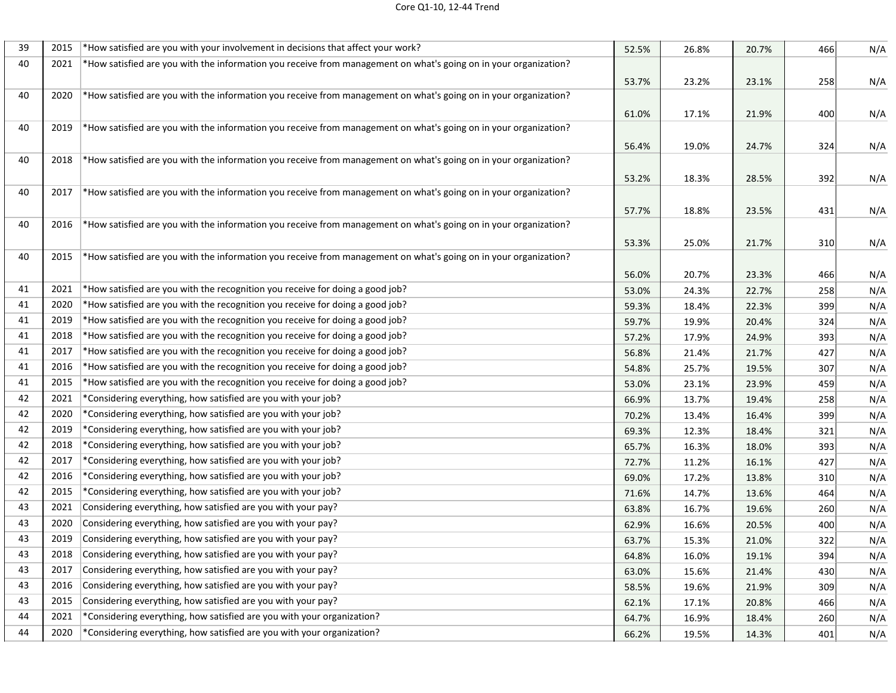| | | | | | | | |
|---|---|---|---|---|---|---|---|
| 39 | 2015 | *How satisfied are you with your involvement in decisions that affect your work? | 52.5% | 26.8% | 20.7% | 466 | N/A |
| 40 | 2021 | *How satisfied are you with the information you receive from management on what's going on in your organization? | 53.7% | 23.2% | 23.1% | 258 | N/A |
| 40 | 2020 | *How satisfied are you with the information you receive from management on what's going on in your organization? | 61.0% | 17.1% | 21.9% | 400 | N/A |
| 40 | 2019 | *How satisfied are you with the information you receive from management on what's going on in your organization? | 56.4% | 19.0% | 24.7% | 324 | N/A |
| 40 | 2018 | *How satisfied are you with the information you receive from management on what's going on in your organization? | 53.2% | 18.3% | 28.5% | 392 | N/A |
| 40 | 2017 | *How satisfied are you with the information you receive from management on what's going on in your organization? | 57.7% | 18.8% | 23.5% | 431 | N/A |
| 40 | 2016 | *How satisfied are you with the information you receive from management on what's going on in your organization? | 53.3% | 25.0% | 21.7% | 310 | N/A |
| 40 | 2015 | *How satisfied are you with the information you receive from management on what's going on in your organization? | 56.0% | 20.7% | 23.3% | 466 | N/A |
| 41 | 2021 | *How satisfied are you with the recognition you receive for doing a good job? | 53.0% | 24.3% | 22.7% | 258 | N/A |
| 41 | 2020 | *How satisfied are you with the recognition you receive for doing a good job? | 59.3% | 18.4% | 22.3% | 399 | N/A |
| 41 | 2019 | *How satisfied are you with the recognition you receive for doing a good job? | 59.7% | 19.9% | 20.4% | 324 | N/A |
| 41 | 2018 | *How satisfied are you with the recognition you receive for doing a good job? | 57.2% | 17.9% | 24.9% | 393 | N/A |
| 41 | 2017 | *How satisfied are you with the recognition you receive for doing a good job? | 56.8% | 21.4% | 21.7% | 427 | N/A |
| 41 | 2016 | *How satisfied are you with the recognition you receive for doing a good job? | 54.8% | 25.7% | 19.5% | 307 | N/A |
| 41 | 2015 | *How satisfied are you with the recognition you receive for doing a good job? | 53.0% | 23.1% | 23.9% | 459 | N/A |
| 42 | 2021 | *Considering everything, how satisfied are you with your job? | 66.9% | 13.7% | 19.4% | 258 | N/A |
| 42 | 2020 | *Considering everything, how satisfied are you with your job? | 70.2% | 13.4% | 16.4% | 399 | N/A |
| 42 | 2019 | *Considering everything, how satisfied are you with your job? | 69.3% | 12.3% | 18.4% | 321 | N/A |
| 42 | 2018 | *Considering everything, how satisfied are you with your job? | 65.7% | 16.3% | 18.0% | 393 | N/A |
| 42 | 2017 | *Considering everything, how satisfied are you with your job? | 72.7% | 11.2% | 16.1% | 427 | N/A |
| 42 | 2016 | *Considering everything, how satisfied are you with your job? | 69.0% | 17.2% | 13.8% | 310 | N/A |
| 42 | 2015 | *Considering everything, how satisfied are you with your job? | 71.6% | 14.7% | 13.6% | 464 | N/A |
| 43 | 2021 | Considering everything, how satisfied are you with your pay? | 63.8% | 16.7% | 19.6% | 260 | N/A |
| 43 | 2020 | Considering everything, how satisfied are you with your pay? | 62.9% | 16.6% | 20.5% | 400 | N/A |
| 43 | 2019 | Considering everything, how satisfied are you with your pay? | 63.7% | 15.3% | 21.0% | 322 | N/A |
| 43 | 2018 | Considering everything, how satisfied are you with your pay? | 64.8% | 16.0% | 19.1% | 394 | N/A |
| 43 | 2017 | Considering everything, how satisfied are you with your pay? | 63.0% | 15.6% | 21.4% | 430 | N/A |
| 43 | 2016 | Considering everything, how satisfied are you with your pay? | 58.5% | 19.6% | 21.9% | 309 | N/A |
| 43 | 2015 | Considering everything, how satisfied are you with your pay? | 62.1% | 17.1% | 20.8% | 466 | N/A |
| 44 | 2021 | *Considering everything, how satisfied are you with your organization? | 64.7% | 16.9% | 18.4% | 260 | N/A |
| 44 | 2020 | *Considering everything, how satisfied are you with your organization? | 66.2% | 19.5% | 14.3% | 401 | N/A |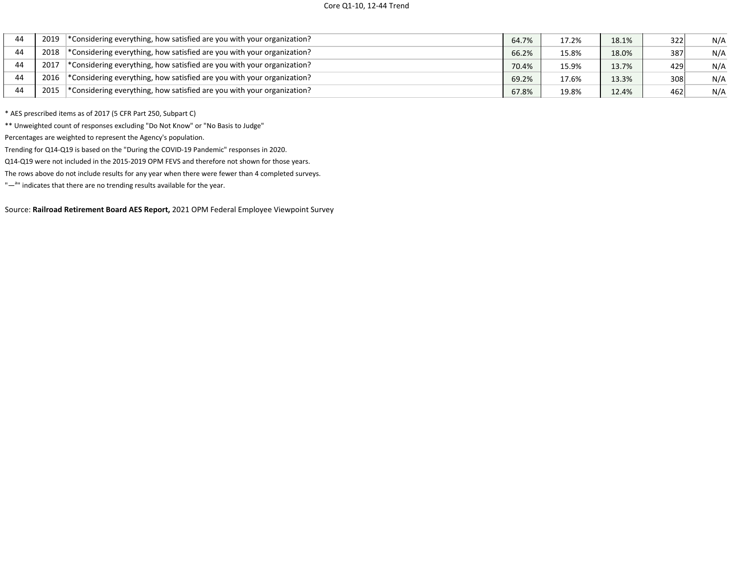| | | | | | | | |
|---|---|---|---|---|---|---|---|
| 44 | 2019 | *Considering everything, how satisfied are you with your organization? | 64.7% | 17.2% | 18.1% | 322 | N/A |
| 44 | 2018 | *Considering everything, how satisfied are you with your organization? | 66.2% | 15.8% | 18.0% | 387 | N/A |
| 44 | 2017 | *Considering everything, how satisfied are you with your organization? | 70.4% | 15.9% | 13.7% | 429 | N/A |
| 44 | 2016 | *Considering everything, how satisfied are you with your organization? | 69.2% | 17.6% | 13.3% | 308 | N/A |
| 44 | 2015 | *Considering everything, how satisfied are you with your organization? | 67.8% | 19.8% | 12.4% | 462 | N/A |

* AES prescribed items as of 2017 (5 CFR Part 250, Subpart C)

** Unweighted count of responses excluding "Do Not Know" or "No Basis to Judge"

Percentages are weighted to represent the Agency's population.

Trending for Q14-Q19 is based on the "During the COVID-19 Pandemic" responses in 2020.

Q14-Q19 were not included in the 2015-2019 OPM FEVS and therefore not shown for those years.

The rows above do not include results for any year when there were fewer than 4 completed surveys.

"—ª" indicates that there are no trending results available for the year.

Source: **Railroad Retirement Board AES Report,** 2021 OPM Federal Employee Viewpoint Survey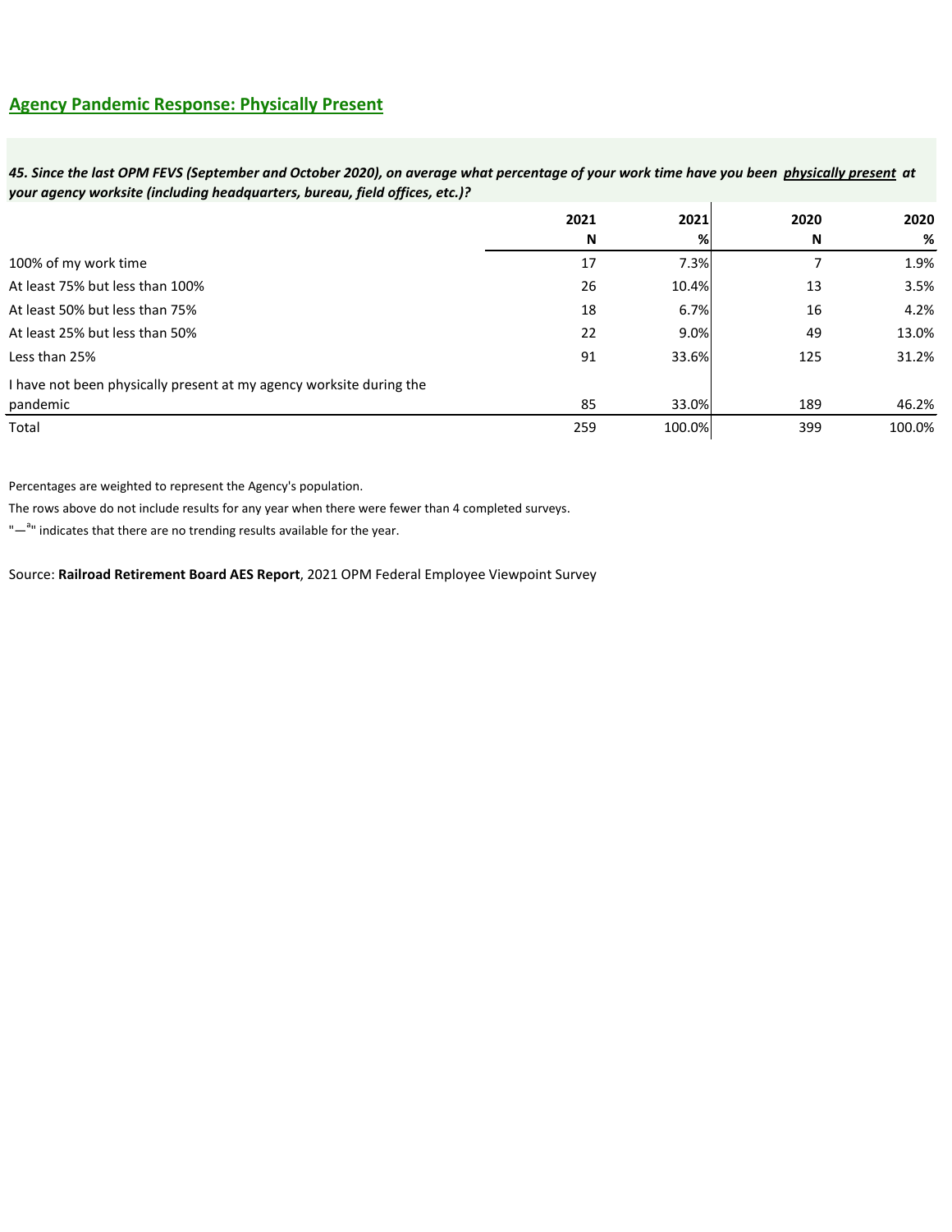## Agency Pandemic Response: Physically Present

***45. Since the last OPM FEVS (September and October 2020), on average what percentage of your work time have you been physically present at your agency worksite (including headquarters, bureau, field offices, etc.)?***

| | 2021 N | 2021 % | 2020 N | 2020 % |
|---|---|---|---|---|
| 100% of my work time | 17 | 7.3% | 7 | 1.9% |
| At least 75% but less than 100% | 26 | 10.4% | 13 | 3.5% |
| At least 50% but less than 75% | 18 | 6.7% | 16 | 4.2% |
| At least 25% but less than 50% | 22 | 9.0% | 49 | 13.0% |
| Less than 25% | 91 | 33.6% | 125 | 31.2% |
| I have not been physically present at my agency worksite during the pandemic | 85 | 33.0% | 189 | 46.2% |
| Total | 259 | 100.0% | 399 | 100.0% |

Percentages are weighted to represent the Agency's population.

The rows above do not include results for any year when there were fewer than 4 completed surveys.

"—[a]" indicates that there are no trending results available for the year.

Source: **Railroad Retirement Board AES Report**, 2021 OPM Federal Employee Viewpoint Survey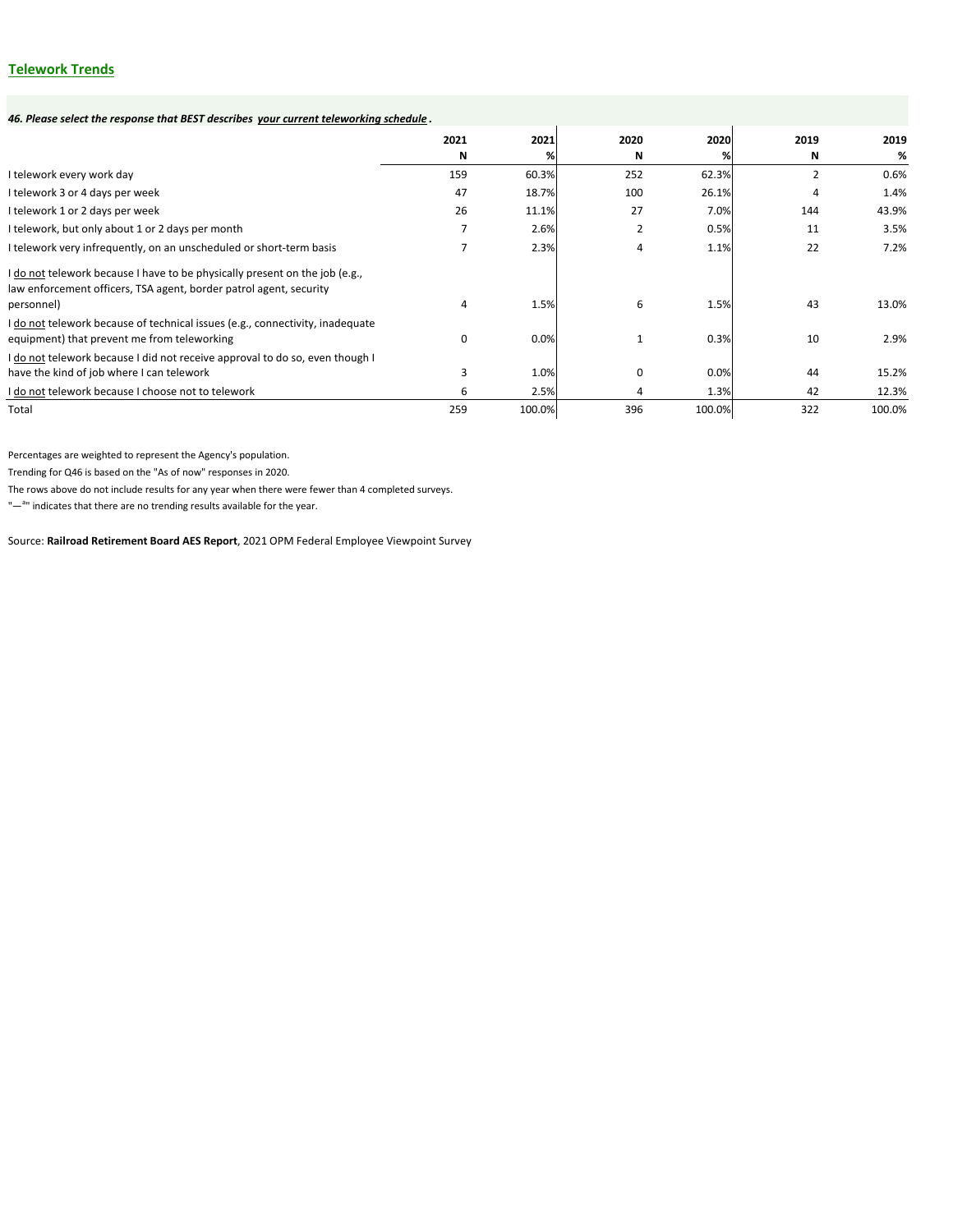## Telework Trends

***46. Please select the response that BEST describes your current teleworking schedule .***

| | 2021 N | 2021 % | 2020 N | 2020 % | 2019 N | 2019 % |
|---|---|---|---|---|---|---|
| I telework every work day | 159 | 60.3% | 252 | 62.3% | 2 | 0.6% |
| I telework 3 or 4 days per week | 47 | 18.7% | 100 | 26.1% | 4 | 1.4% |
| I telework 1 or 2 days per week | 26 | 11.1% | 27 | 7.0% | 144 | 43.9% |
| I telework, but only about 1 or 2 days per month | 7 | 2.6% | 2 | 0.5% | 11 | 3.5% |
| I telework very infrequently, on an unscheduled or short-term basis | 7 | 2.3% | 4 | 1.1% | 22 | 7.2% |
| I do not telework because I have to be physically present on the job (e.g., law enforcement officers, TSA agent, border patrol agent, security personnel) | 4 | 1.5% | 6 | 1.5% | 43 | 13.0% |
| I do not telework because of technical issues (e.g., connectivity, inadequate equipment) that prevent me from teleworking | 0 | 0.0% | 1 | 0.3% | 10 | 2.9% |
| I do not telework because I did not receive approval to do so, even though I have the kind of job where I can telework | 3 | 1.0% | 0 | 0.0% | 44 | 15.2% |
| I do not telework because I choose not to telework | 6 | 2.5% | 4 | 1.3% | 42 | 12.3% |
| Total | 259 | 100.0% | 396 | 100.0% | 322 | 100.0% |

Percentages are weighted to represent the Agency's population.

Trending for Q46 is based on the "As of now" responses in 2020.

The rows above do not include results for any year when there were fewer than 4 completed surveys.

"—" indicates that there are no trending results available for the year.

Source: **Railroad Retirement Board AES Report**, 2021 OPM Federal Employee Viewpoint Survey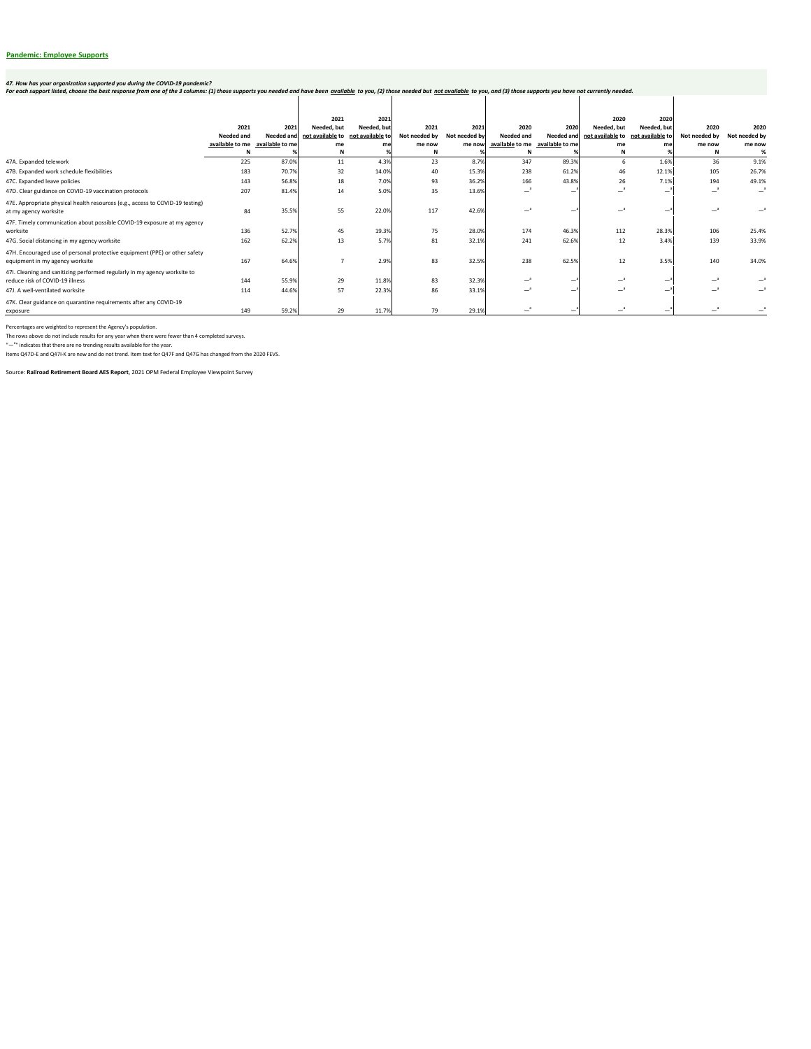## Pandemic: Employee Supports

***47. How has your organization supported you during the COVID-19 pandemic?***
***For each support listed, choose the best response from one of the 3 columns: (1) those supports you needed and have been available to you, (2) those needed but not available to you, and (3) those supports you have not currently needed.***

| | 2021 Needed and available to me N | 2021 Needed and available to me % | 2021 Needed, but not available to me N | 2021 Needed, but not available to me % | 2021 Not needed by me now N | 2021 Not needed by me now % | 2020 Needed and available to me N | 2020 Needed and available to me % | 2020 Needed, but not available to me N | 2020 Needed, but not available to me % | 2020 Not needed by me now N | 2020 Not needed by me now % |
|---|---|---|---|---|---|---|---|---|---|---|---|---|
| 47A. Expanded telework | 225 | 87.0% | 11 | 4.3% | 23 | 8.7% | 347 | 89.3% | 6 | 1.6% | 36 | 9.1% |
| 47B. Expanded work schedule flexibilities | 183 | 70.7% | 32 | 14.0% | 40 | 15.3% | 238 | 61.2% | 46 | 12.1% | 105 | 26.7% |
| 47C. Expanded leave policies | 143 | 56.8% | 18 | 7.0% | 93 | 36.2% | 166 | 43.8% | 26 | 7.1% | 194 | 49.1% |
| 47D. Clear guidance on COVID-19 vaccination protocols | 207 | 81.4% | 14 | 5.0% | 35 | 13.6% | —ª | —ª | —ª | —ª | —ª | —ª |
| 47E. Appropriate physical health resources (e.g., access to COVID-19 testing) at my agency worksite | 84 | 35.5% | 55 | 22.0% | 117 | 42.6% | —ª | —ª | —ª | —ª | —ª | —ª |
| 47F. Timely communication about possible COVID-19 exposure at my agency worksite | 136 | 52.7% | 45 | 19.3% | 75 | 28.0% | 174 | 46.3% | 112 | 28.3% | 106 | 25.4% |
| 47G. Social distancing in my agency worksite | 162 | 62.2% | 13 | 5.7% | 81 | 32.1% | 241 | 62.6% | 12 | 3.4% | 139 | 33.9% |
| 47H. Encouraged use of personal protective equipment (PPE) or other safety equipment in my agency worksite | 167 | 64.6% | 7 | 2.9% | 83 | 32.5% | 238 | 62.5% | 12 | 3.5% | 140 | 34.0% |
| 47I. Cleaning and sanitizing performed regularly in my agency worksite to reduce risk of COVID-19 illness | 144 | 55.9% | 29 | 11.8% | 83 | 32.3% | —ª | —ª | —ª | —ª | —ª | —ª |
| 47J. A well-ventilated worksite | 114 | 44.6% | 57 | 22.3% | 86 | 33.1% | —ª | —ª | —ª | —ª | —ª | —ª |
| 47K. Clear guidance on quarantine requirements after any COVID-19 exposure | 149 | 59.2% | 29 | 11.7% | 79 | 29.1% | —ª | —ª | —ª | —ª | —ª | —ª |

Percentages are weighted to represent the Agency's population.

The rows above do not include results for any year when there were fewer than 4 completed surveys.

"—ª" indicates that there are no trending results available for the year.

Items Q47D-E and Q47I-K are new and do not trend. Item text for Q47F and Q47G has changed from the 2020 FEVS.

Source: **Railroad Retirement Board AES Report**, 2021 OPM Federal Employee Viewpoint Survey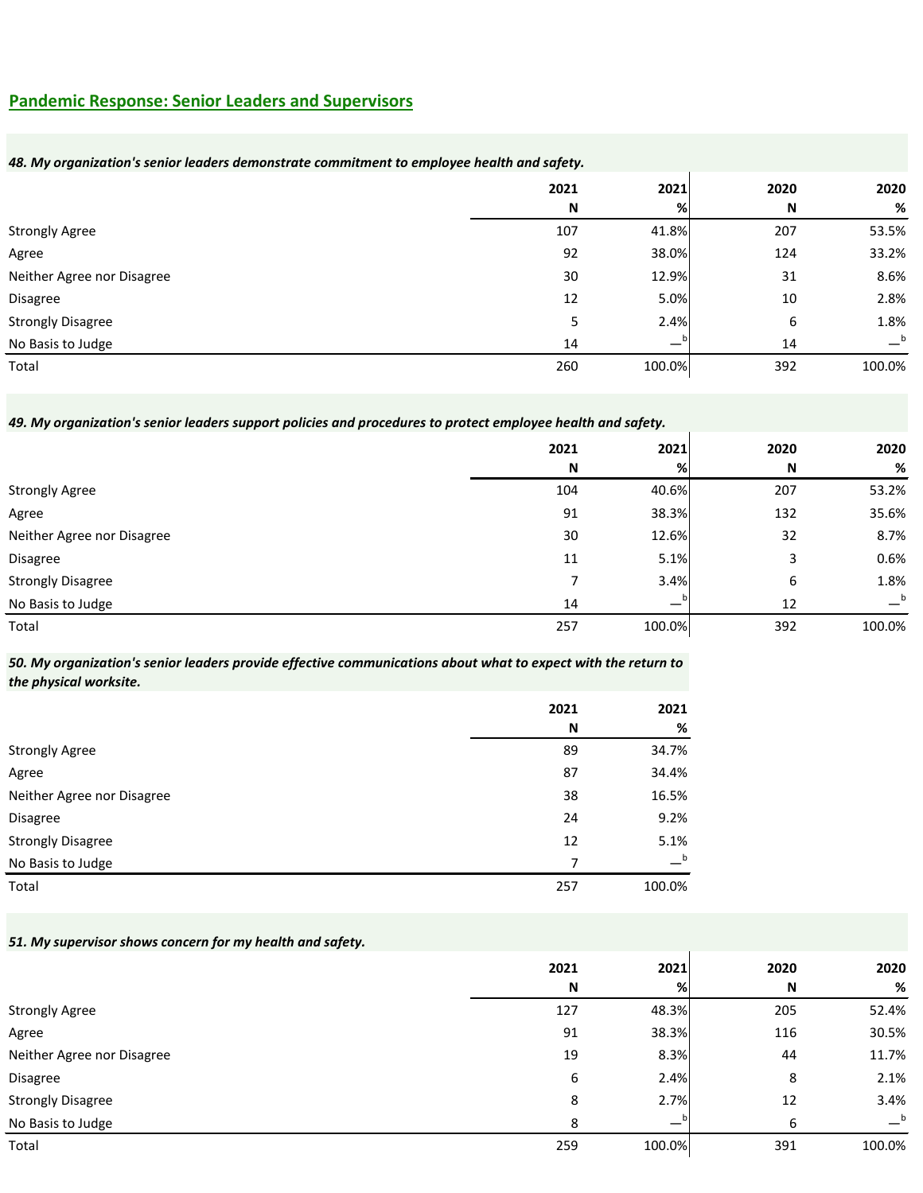## Pandemic Response: Senior Leaders and Supervisors

***48. My organization's senior leaders demonstrate commitment to employee health and safety.***

| | 2021 N | 2021 % | 2020 N | 2020 % |
|---|---|---|---|---|
| Strongly Agree | 107 | 41.8% | 207 | 53.5% |
| Agree | 92 | 38.0% | 124 | 33.2% |
| Neither Agree nor Disagree | 30 | 12.9% | 31 | 8.6% |
| Disagree | 12 | 5.0% | 10 | 2.8% |
| Strongly Disagree | 5 | 2.4% | 6 | 1.8% |
| No Basis to Judge | 14 | —[b] | 14 | —[b] |
| Total | 260 | 100.0% | 392 | 100.0% |

***49. My organization's senior leaders support policies and procedures to protect employee health and safety.***

| | 2021 N | 2021 % | 2020 N | 2020 % |
|---|---|---|---|---|
| Strongly Agree | 104 | 40.6% | 207 | 53.2% |
| Agree | 91 | 38.3% | 132 | 35.6% |
| Neither Agree nor Disagree | 30 | 12.6% | 32 | 8.7% |
| Disagree | 11 | 5.1% | 3 | 0.6% |
| Strongly Disagree | 7 | 3.4% | 6 | 1.8% |
| No Basis to Judge | 14 | —[b] | 12 | —[b] |
| Total | 257 | 100.0% | 392 | 100.0% |

***50. My organization's senior leaders provide effective communications about what to expect with the return to the physical worksite.***

| | 2021 N | 2021 % |
|---|---|---|
| Strongly Agree | 89 | 34.7% |
| Agree | 87 | 34.4% |
| Neither Agree nor Disagree | 38 | 16.5% |
| Disagree | 24 | 9.2% |
| Strongly Disagree | 12 | 5.1% |
| No Basis to Judge | 7 | —[b] |
| Total | 257 | 100.0% |

***51. My supervisor shows concern for my health and safety.***

| | 2021 N | 2021 % | 2020 N | 2020 % |
|---|---|---|---|---|
| Strongly Agree | 127 | 48.3% | 205 | 52.4% |
| Agree | 91 | 38.3% | 116 | 30.5% |
| Neither Agree nor Disagree | 19 | 8.3% | 44 | 11.7% |
| Disagree | 6 | 2.4% | 8 | 2.1% |
| Strongly Disagree | 8 | 2.7% | 12 | 3.4% |
| No Basis to Judge | 8 | —[b] | 6 | —[b] |
| Total | 259 | 100.0% | 391 | 100.0% |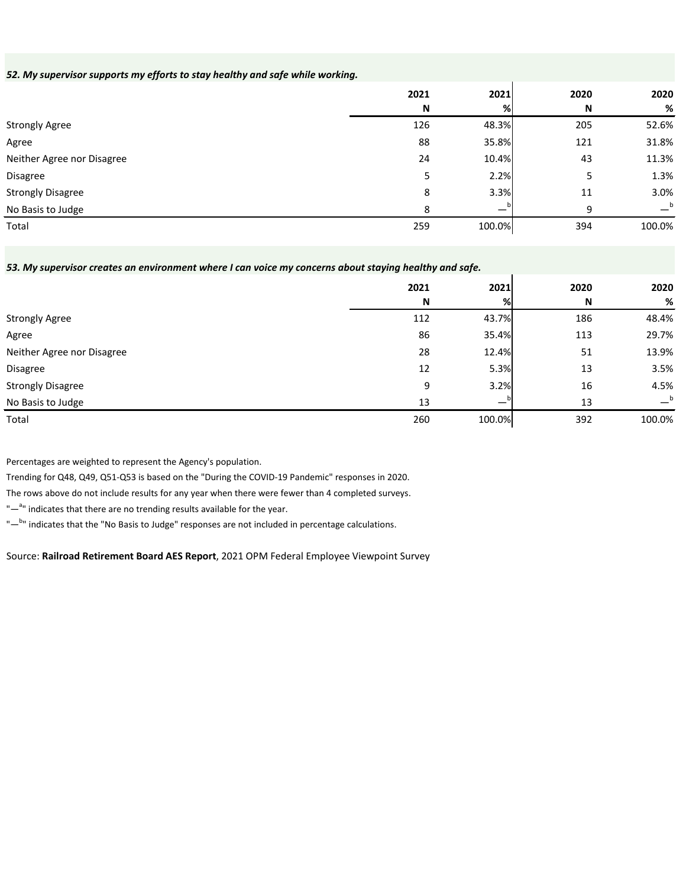***52. My supervisor supports my efforts to stay healthy and safe while working.***

| | 2021 N | 2021 % | 2020 N | 2020 % |
|---|---|---|---|---|
| Strongly Agree | 126 | 48.3% | 205 | 52.6% |
| Agree | 88 | 35.8% | 121 | 31.8% |
| Neither Agree nor Disagree | 24 | 10.4% | 43 | 11.3% |
| Disagree | 5 | 2.2% | 5 | 1.3% |
| Strongly Disagree | 8 | 3.3% | 11 | 3.0% |
| No Basis to Judge | 8 | —[b] | 9 | —[b] |
| Total | 259 | 100.0% | 394 | 100.0% |

***53. My supervisor creates an environment where I can voice my concerns about staying healthy and safe.***

| | 2021 N | 2021 % | 2020 N | 2020 % |
|---|---|---|---|---|
| Strongly Agree | 112 | 43.7% | 186 | 48.4% |
| Agree | 86 | 35.4% | 113 | 29.7% |
| Neither Agree nor Disagree | 28 | 12.4% | 51 | 13.9% |
| Disagree | 12 | 5.3% | 13 | 3.5% |
| Strongly Disagree | 9 | 3.2% | 16 | 4.5% |
| No Basis to Judge | 13 | —[b] | 13 | —[b] |
| Total | 260 | 100.0% | 392 | 100.0% |

Percentages are weighted to represent the Agency's population.

Trending for Q48, Q49, Q51-Q53 is based on the "During the COVID-19 Pandemic" responses in 2020.

The rows above do not include results for any year when there were fewer than 4 completed surveys.

"—[a]" indicates that there are no trending results available for the year.

"—[b]" indicates that the "No Basis to Judge" responses are not included in percentage calculations.

Source: **Railroad Retirement Board AES Report**, 2021 OPM Federal Employee Viewpoint Survey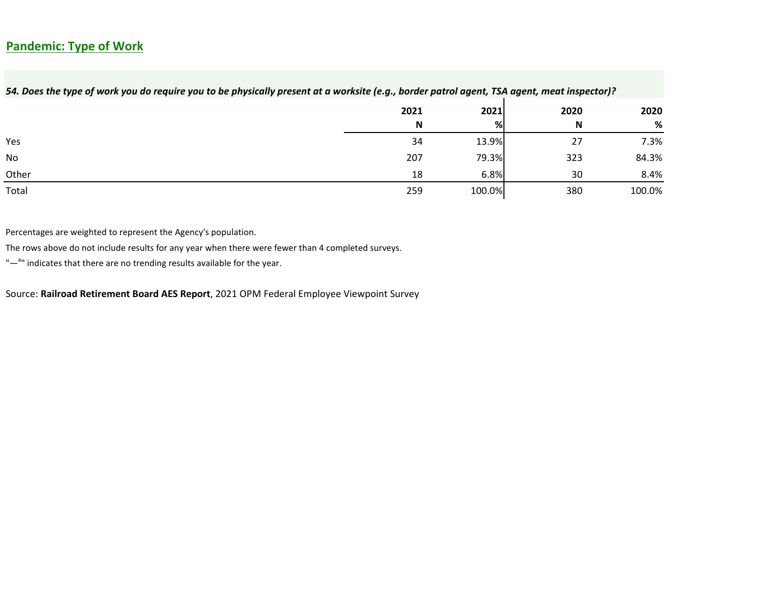## Pandemic: Type of Work

*54. Does the type of work you do require you to be physically present at a worksite (e.g., border patrol agent, TSA agent, meat inspector)?*

| | 2021 N | 2021 % | 2020 N | 2020 % |
|---|---|---|---|---|
| Yes | 34 | 13.9% | 27 | 7.3% |
| No | 207 | 79.3% | 323 | 84.3% |
| Other | 18 | 6.8% | 30 | 8.4% |
| Total | 259 | 100.0% | 380 | 100.0% |

Percentages are weighted to represent the Agency's population.

The rows above do not include results for any year when there were fewer than 4 completed surveys.

"—[a]" indicates that there are no trending results available for the year.

Source: **Railroad Retirement Board AES Report**, 2021 OPM Federal Employee Viewpoint Survey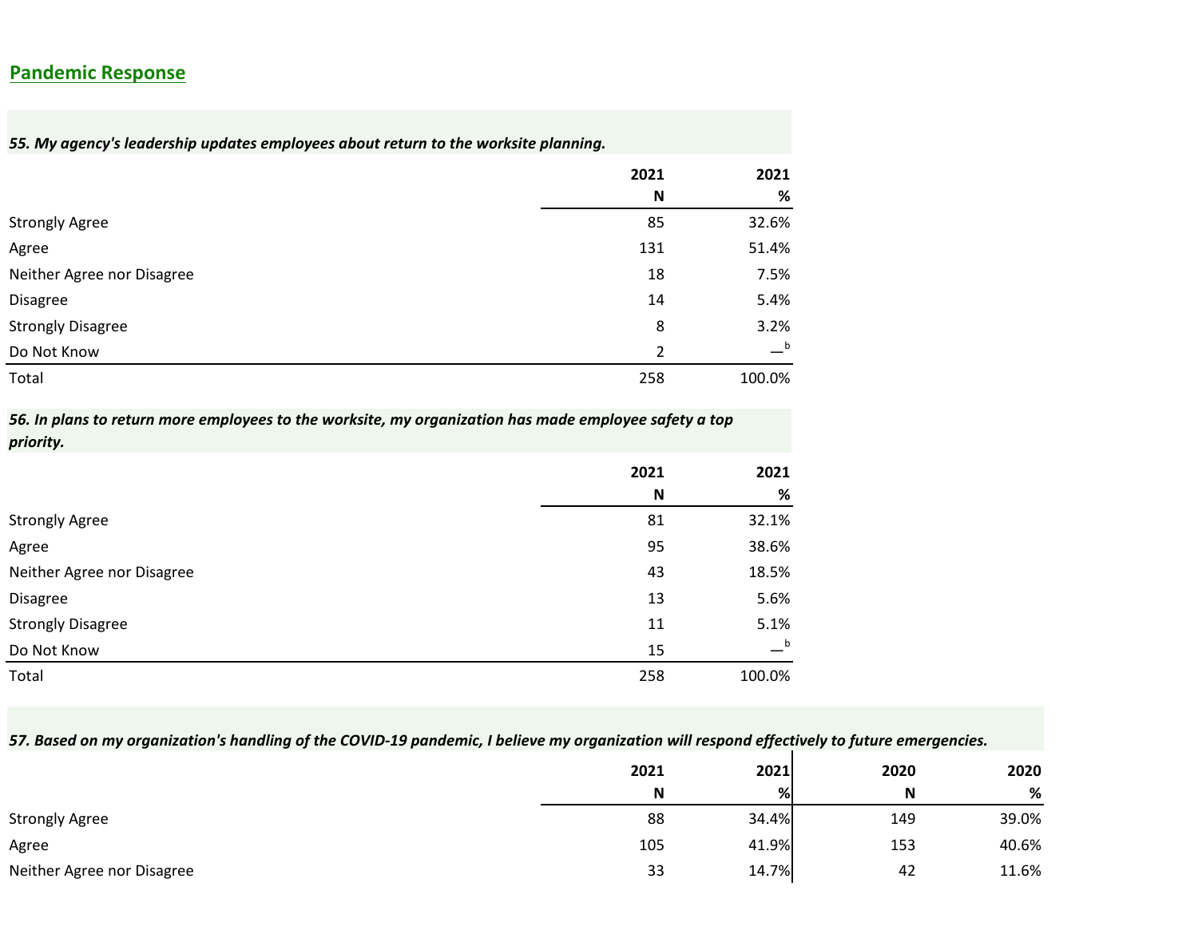## Pandemic Response

***55. My agency's leadership updates employees about return to the worksite planning.***

| | 2021 N | 2021 % |
|---|---|---|
| Strongly Agree | 85 | 32.6% |
| Agree | 131 | 51.4% |
| Neither Agree nor Disagree | 18 | 7.5% |
| Disagree | 14 | 5.4% |
| Strongly Disagree | 8 | 3.2% |
| Do Not Know | 2 | —[b] |
| Total | 258 | 100.0% |

***56. In plans to return more employees to the worksite, my organization has made employee safety a top priority.***

| | 2021 N | 2021 % |
|---|---|---|
| Strongly Agree | 81 | 32.1% |
| Agree | 95 | 38.6% |
| Neither Agree nor Disagree | 43 | 18.5% |
| Disagree | 13 | 5.6% |
| Strongly Disagree | 11 | 5.1% |
| Do Not Know | 15 | —[b] |
| Total | 258 | 100.0% |

***57. Based on my organization's handling of the COVID-19 pandemic, I believe my organization will respond effectively to future emergencies.***

| | 2021 N | 2021 % | 2020 N | 2020 % |
|---|---|---|---|---|
| Strongly Agree | 88 | 34.4% | 149 | 39.0% |
| Agree | 105 | 41.9% | 153 | 40.6% |
| Neither Agree nor Disagree | 33 | 14.7% | 42 | 11.6% |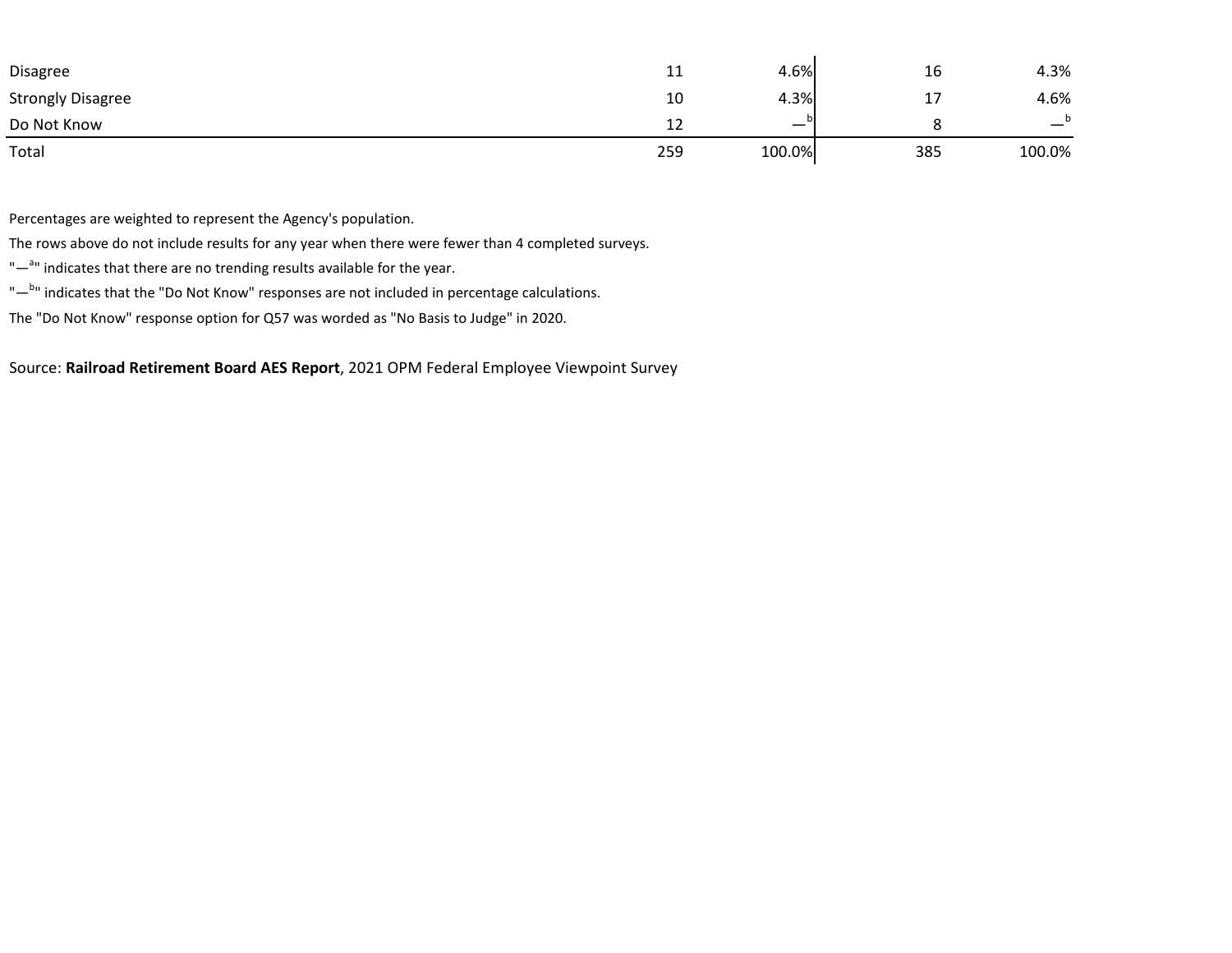| | | | | |
|---|---|---|---|---|
| Disagree | 11 | 4.6% | 16 | 4.3% |
| Strongly Disagree | 10 | 4.3% | 17 | 4.6% |
| Do Not Know | 12 | —[b] | 8 | —[b] |
| Total | 259 | 100.0% | 385 | 100.0% |

Percentages are weighted to represent the Agency's population.

The rows above do not include results for any year when there were fewer than 4 completed surveys.

"—[a]" indicates that there are no trending results available for the year.

"—[b]" indicates that the "Do Not Know" responses are not included in percentage calculations.

The "Do Not Know" response option for Q57 was worded as "No Basis to Judge" in 2020.

Source: **Railroad Retirement Board AES Report**, 2021 OPM Federal Employee Viewpoint Survey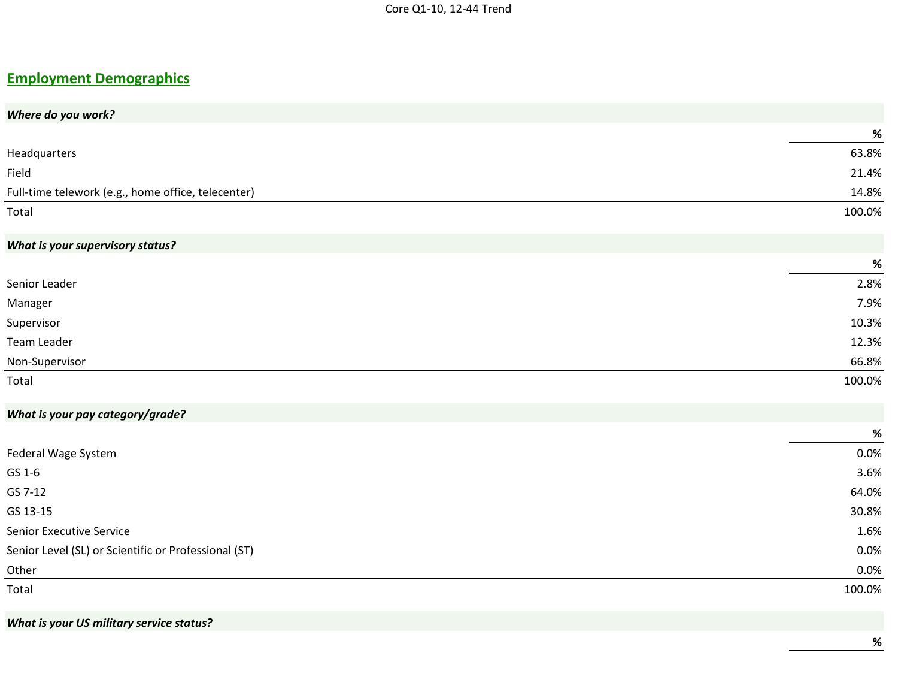## Employment Demographics

***Where do you work?***

| | % |
|---|---|
| Headquarters | 63.8% |
| Field | 21.4% |
| Full-time telework (e.g., home office, telecenter) | 14.8% |
| Total | 100.0% |

***What is your supervisory status?***

| | % |
|---|---|
| Senior Leader | 2.8% |
| Manager | 7.9% |
| Supervisor | 10.3% |
| Team Leader | 12.3% |
| Non-Supervisor | 66.8% |
| Total | 100.0% |

***What is your pay category/grade?***

| | % |
|---|---|
| Federal Wage System | 0.0% |
| GS 1-6 | 3.6% |
| GS 7-12 | 64.0% |
| GS 13-15 | 30.8% |
| Senior Executive Service | 1.6% |
| Senior Level (SL) or Scientific or Professional (ST) | 0.0% |
| Other | 0.0% |
| Total | 100.0% |

***What is your US military service status?***

| | % |
|---|---|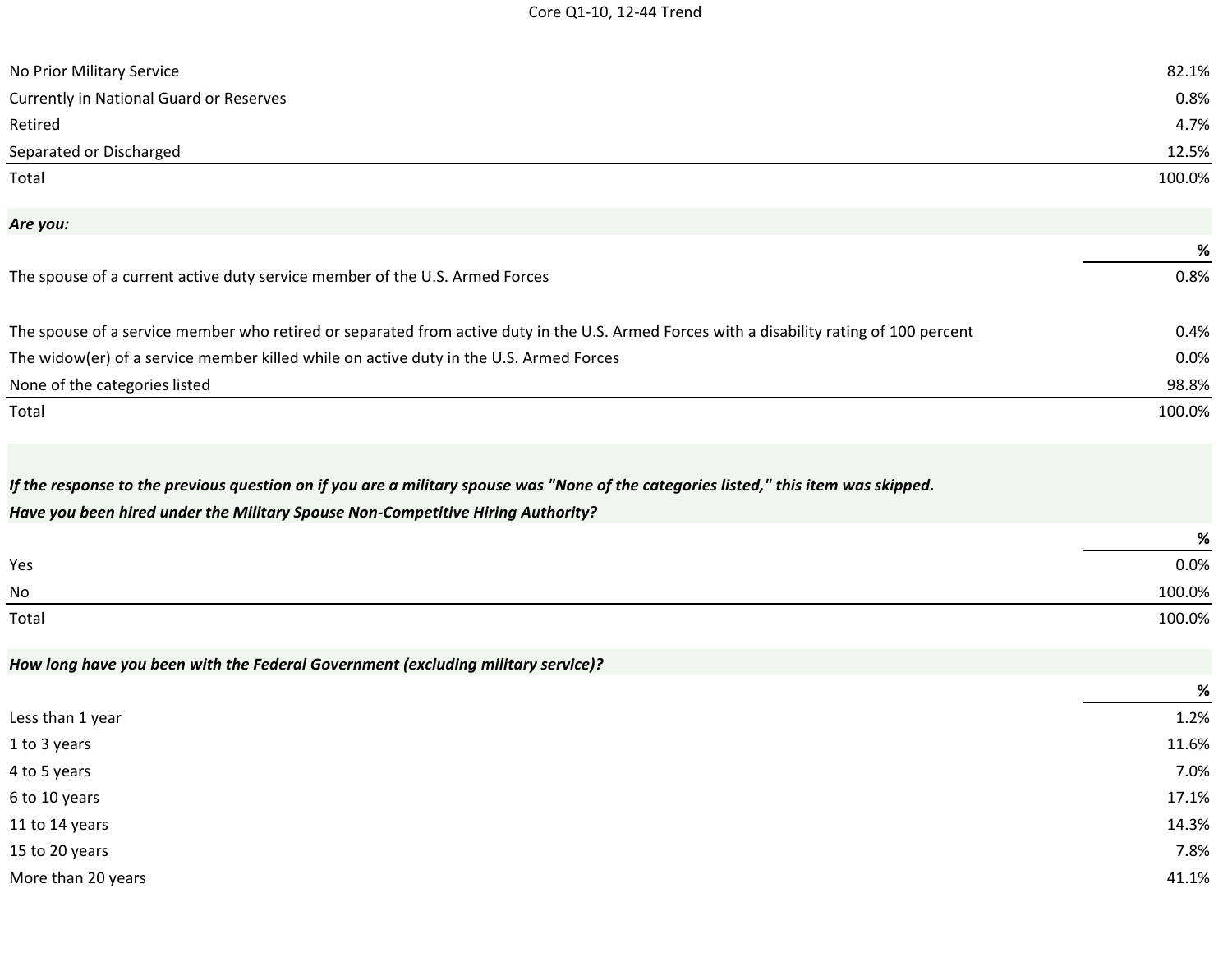| | |
|---|---|
| No Prior Military Service | 82.1% |
| Currently in National Guard or Reserves | 0.8% |
| Retired | 4.7% |
| Separated or Discharged | 12.5% |
| Total | 100.0% |

***Are you:***

| | % |
|---|---|
| The spouse of a current active duty service member of the U.S. Armed Forces | 0.8% |
| The spouse of a service member who retired or separated from active duty in the U.S. Armed Forces with a disability rating of 100 percent | 0.4% |
| The widow(er) of a service member killed while on active duty in the U.S. Armed Forces | 0.0% |
| None of the categories listed | 98.8% |
| Total | 100.0% |

***If the response to the previous question on if you are a military spouse was "None of the categories listed," this item was skipped.***
***Have you been hired under the Military Spouse Non-Competitive Hiring Authority?***

| | % |
|---|---|
| Yes | 0.0% |
| No | 100.0% |
| Total | 100.0% |

***How long have you been with the Federal Government (excluding military service)?***

| | % |
|---|---|
| Less than 1 year | 1.2% |
| 1 to 3 years | 11.6% |
| 4 to 5 years | 7.0% |
| 6 to 10 years | 17.1% |
| 11 to 14 years | 14.3% |
| 15 to 20 years | 7.8% |
| More than 20 years | 41.1% |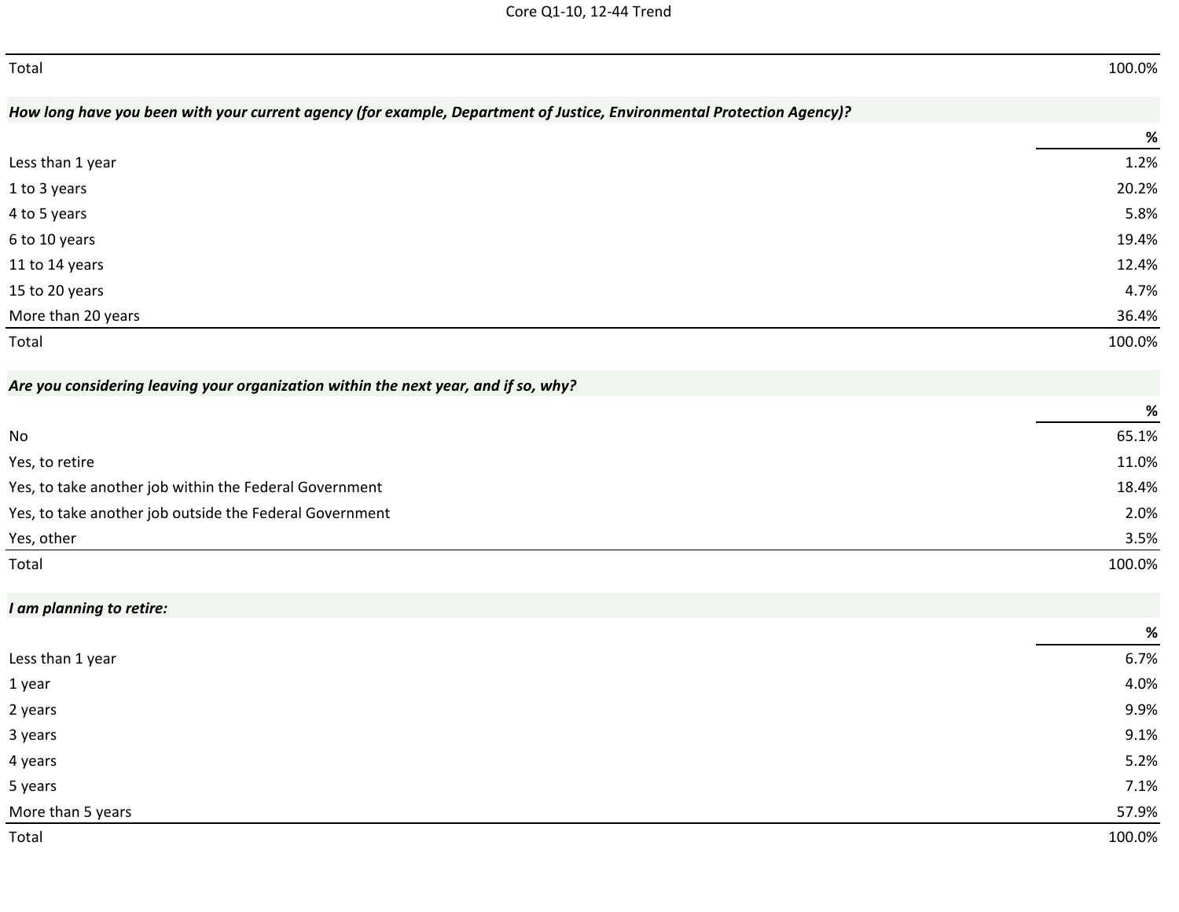| | |
|---|---|
| Total | 100.0% |

***How long have you been with your current agency (for example, Department of Justice, Environmental Protection Agency)?***

| | % |
|---|---|
| Less than 1 year | 1.2% |
| 1 to 3 years | 20.2% |
| 4 to 5 years | 5.8% |
| 6 to 10 years | 19.4% |
| 11 to 14 years | 12.4% |
| 15 to 20 years | 4.7% |
| More than 20 years | 36.4% |
| Total | 100.0% |

***Are you considering leaving your organization within the next year, and if so, why?***

| | % |
|---|---|
| No | 65.1% |
| Yes, to retire | 11.0% |
| Yes, to take another job within the Federal Government | 18.4% |
| Yes, to take another job outside the Federal Government | 2.0% |
| Yes, other | 3.5% |
| Total | 100.0% |

***I am planning to retire:***

| | % |
|---|---|
| Less than 1 year | 6.7% |
| 1 year | 4.0% |
| 2 years | 9.9% |
| 3 years | 9.1% |
| 4 years | 5.2% |
| 5 years | 7.1% |
| More than 5 years | 57.9% |
| Total | 100.0% |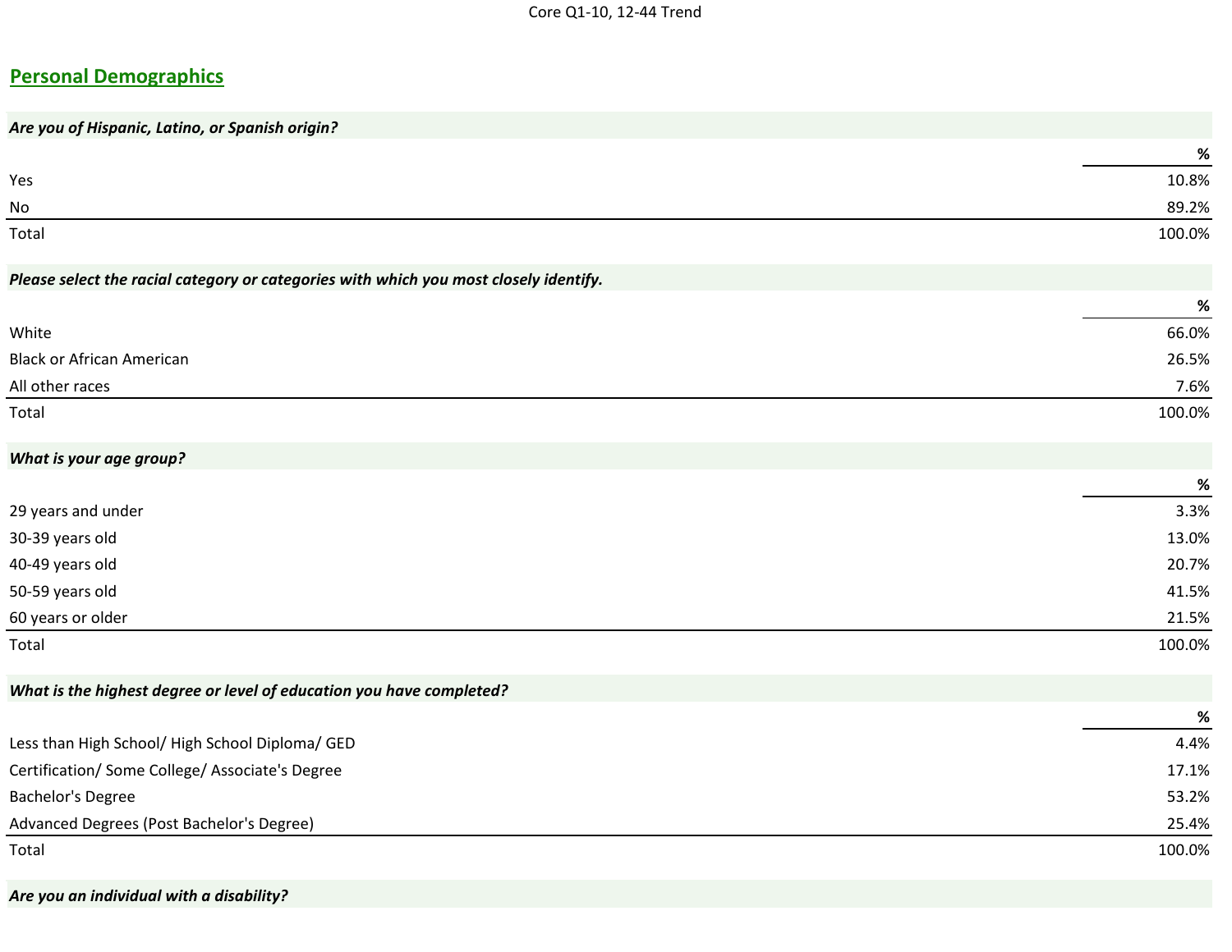Core Q1-10, 12-44 Trend

## Personal Demographics

***Are you of Hispanic, Latino, or Spanish origin?***

| | % |
|---|---|
| Yes | 10.8% |
| No | 89.2% |
| Total | 100.0% |

***Please select the racial category or categories with which you most closely identify.***

| | % |
|---|---|
| White | 66.0% |
| Black or African American | 26.5% |
| All other races | 7.6% |
| Total | 100.0% |

***What is your age group?***

| | % |
|---|---|
| 29 years and under | 3.3% |
| 30-39 years old | 13.0% |
| 40-49 years old | 20.7% |
| 50-59 years old | 41.5% |
| 60 years or older | 21.5% |
| Total | 100.0% |

***What is the highest degree or level of education you have completed?***

| | % |
|---|---|
| Less than High School/ High School Diploma/ GED | 4.4% |
| Certification/ Some College/ Associate's Degree | 17.1% |
| Bachelor's Degree | 53.2% |
| Advanced Degrees (Post Bachelor's Degree) | 25.4% |
| Total | 100.0% |

***Are you an individual with a disability?***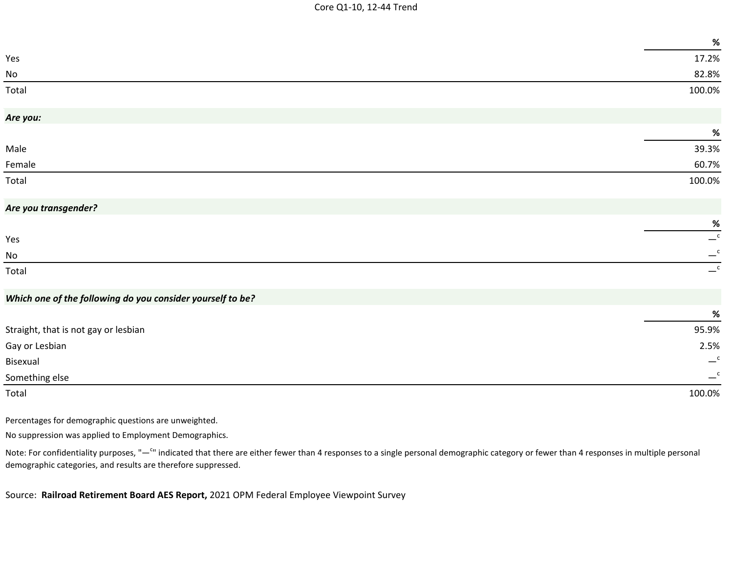Core Q1-10, 12-44 Trend

| | % |
|---|---|
| Yes | 17.2% |
| No | 82.8% |
| Total | 100.0% |

***Are you:***

| | % |
|---|---|
| Male | 39.3% |
| Female | 60.7% |
| Total | 100.0% |

***Are you transgender?***

| | % |
|---|---|
| Yes | —c |
| No | —c |
| Total | —c |

***Which one of the following do you consider yourself to be?***

| | % |
|---|---|
| Straight, that is not gay or lesbian | 95.9% |
| Gay or Lesbian | 2.5% |
| Bisexual | —c |
| Something else | —c |
| Total | 100.0% |

Percentages for demographic questions are unweighted.

No suppression was applied to Employment Demographics.

Note: For confidentiality purposes, "—c" indicated that there are either fewer than 4 responses to a single personal demographic category or fewer than 4 responses in multiple personal demographic categories, and results are therefore suppressed.

Source: **Railroad Retirement Board AES Report,** 2021 OPM Federal Employee Viewpoint Survey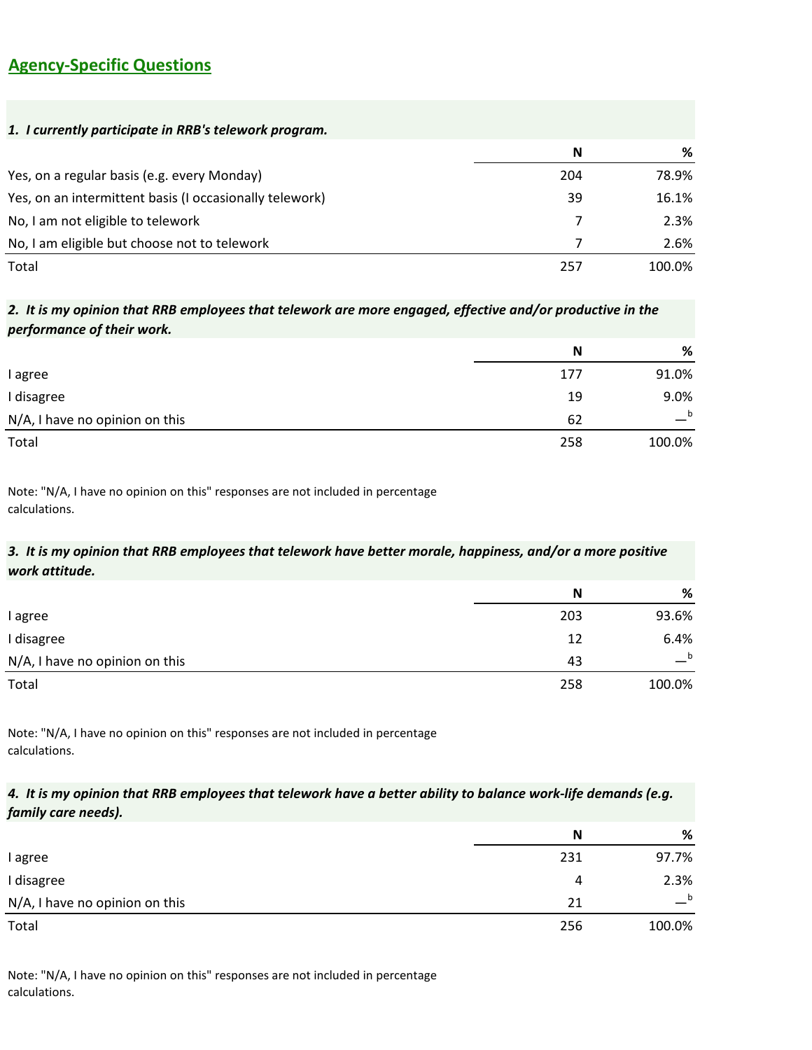## Agency-Specific Questions

***1. I currently participate in RRB's telework program.***

| | N | % |
|---|---|---|
| Yes, on a regular basis (e.g. every Monday) | 204 | 78.9% |
| Yes, on an intermittent basis (I occasionally telework) | 39 | 16.1% |
| No, I am not eligible to telework | 7 | 2.3% |
| No, I am eligible but choose not to telework | 7 | 2.6% |
| Total | 257 | 100.0% |

***2. It is my opinion that RRB employees that telework are more engaged, effective and/or productive in the performance of their work.***

| | N | % |
|---|---|---|
| I agree | 177 | 91.0% |
| I disagree | 19 | 9.0% |
| N/A, I have no opinion on this | 62 | —[b] |
| Total | 258 | 100.0% |

Note: "N/A, I have no opinion on this" responses are not included in percentage calculations.

***3. It is my opinion that RRB employees that telework have better morale, happiness, and/or a more positive work attitude.***

| | N | % |
|---|---|---|
| I agree | 203 | 93.6% |
| I disagree | 12 | 6.4% |
| N/A, I have no opinion on this | 43 | —[b] |
| Total | 258 | 100.0% |

Note: "N/A, I have no opinion on this" responses are not included in percentage calculations.

***4. It is my opinion that RRB employees that telework have a better ability to balance work-life demands (e.g. family care needs).***

| | N | % |
|---|---|---|
| I agree | 231 | 97.7% |
| I disagree | 4 | 2.3% |
| N/A, I have no opinion on this | 21 | —[b] |
| Total | 256 | 100.0% |

Note: "N/A, I have no opinion on this" responses are not included in percentage calculations.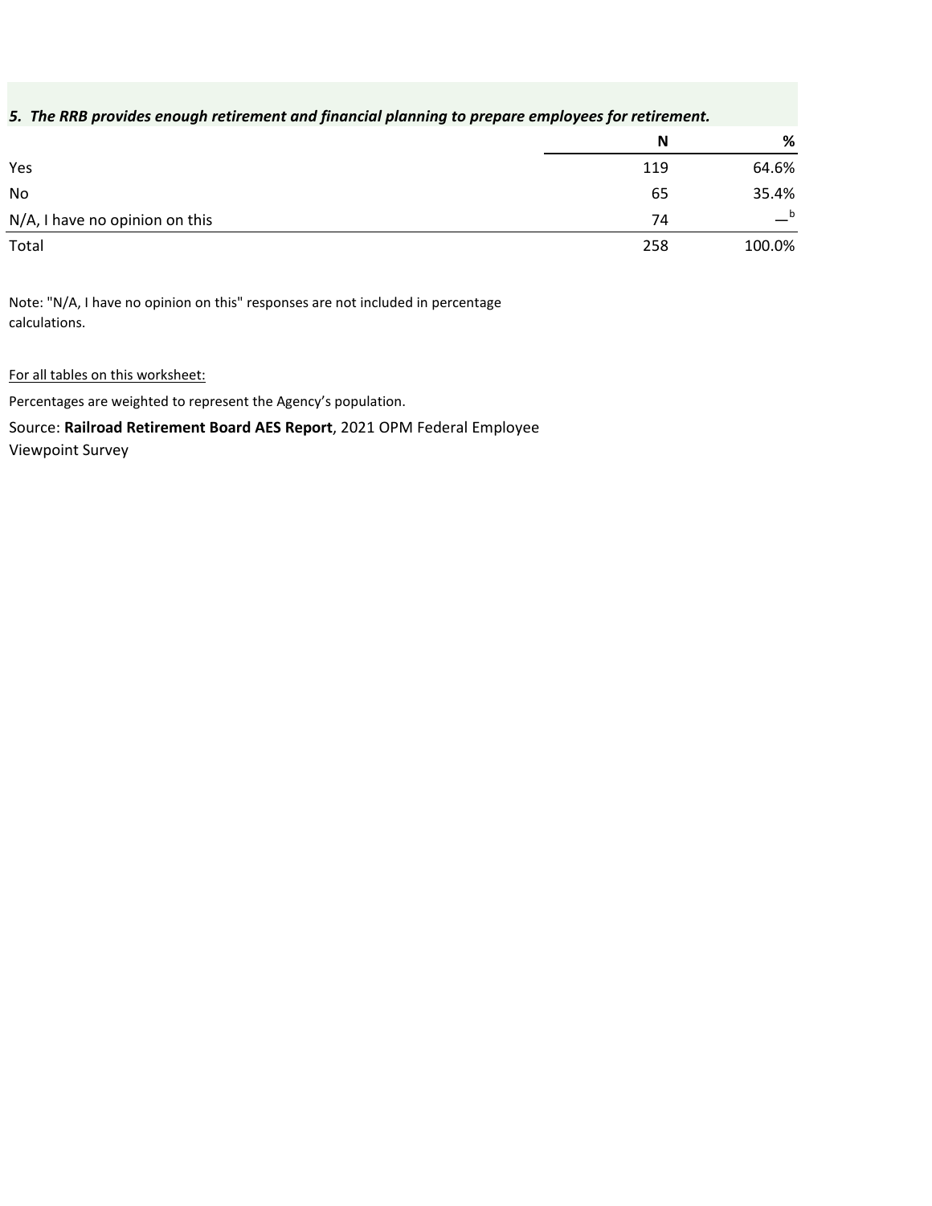***5. The RRB provides enough retirement and financial planning to prepare employees for retirement.***

| | N | % |
|---|---|---|
| Yes | 119 | 64.6% |
| No | 65 | 35.4% |
| N/A, I have no opinion on this | 74 | —[b] |
| Total | 258 | 100.0% |

Note: "N/A, I have no opinion on this" responses are not included in percentage calculations.

For all tables on this worksheet:

Percentages are weighted to represent the Agency's population.

Source: **Railroad Retirement Board AES Report**, 2021 OPM Federal Employee Viewpoint Survey